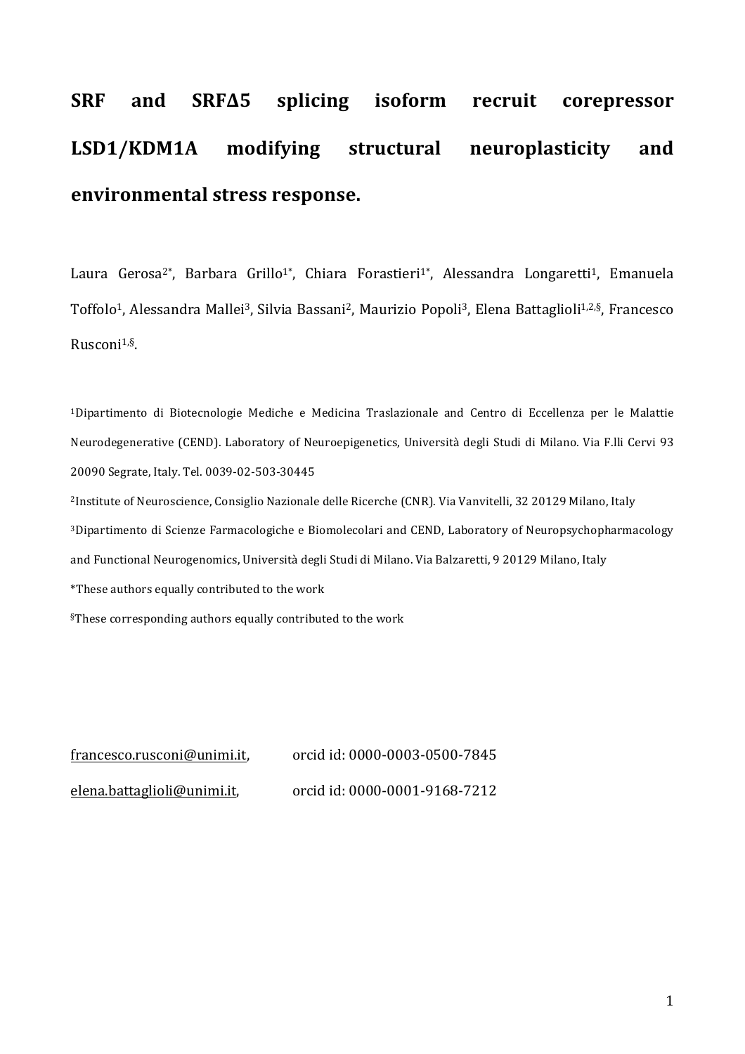# SRF and SRFΔ5 splicing isoform recruit corepressor LSD1/KDM1A modifying structural neuroplasticity and environmental stress response.

Laura Gerosa[2*], Barbara Grillo[1*], Chiara Forastieri[1*], Alessandra Longaretti[1], Emanuela Toffolo[1], Alessandra Mallei[3], Silvia Bassani[2], Maurizio Popoli[3], Elena Battaglioli[1,2,§], Francesco Rusconi[1,§].

[1]Dipartimento di Biotecnologie Mediche e Medicina Traslazionale and Centro di Eccellenza per le Malattie Neurodegenerative (CEND). Laboratory of Neuroepigenetics, Università degli Studi di Milano. Via F.lli Cervi 93 20090 Segrate, Italy. Tel. 0039-02-503-30445

[2]Institute of Neuroscience, Consiglio Nazionale delle Ricerche (CNR). Via Vanvitelli, 32 20129 Milano, Italy

[3]Dipartimento di Scienze Farmacologiche e Biomolecolari and CEND, Laboratory of Neuropsychopharmacology and Functional Neurogenomics, Università degli Studi di Milano. Via Balzaretti, 9 20129 Milano, Italy

*These authors equally contributed to the work

§These corresponding authors equally contributed to the work

francesco.rusconi@unimi.it, orcid id: 0000-0003-0500-7845

elena.battaglioli@unimi.it, orcid id: 0000-0001-9168-7212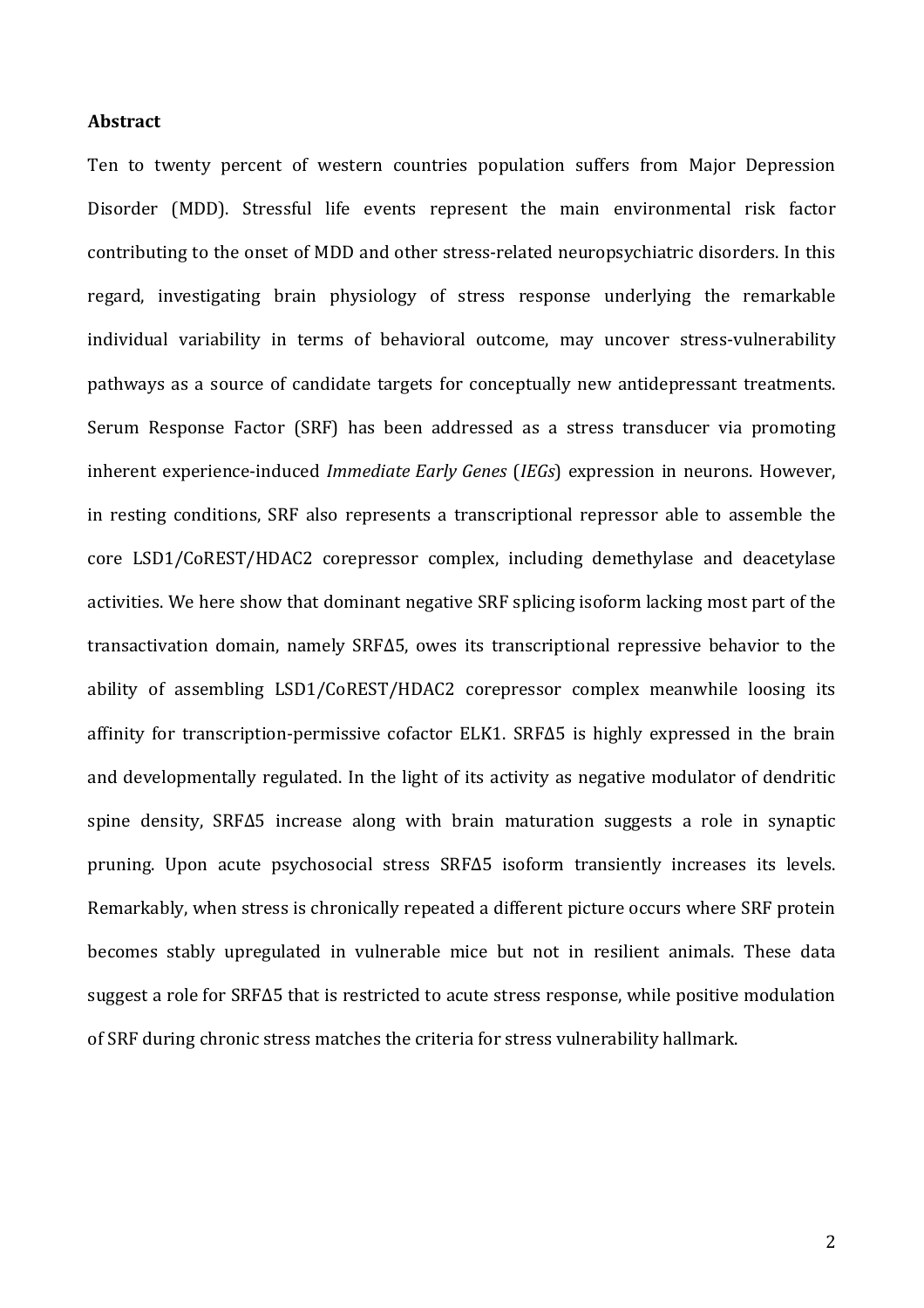**Abstract**

Ten to twenty percent of western countries population suffers from Major Depression Disorder (MDD). Stressful life events represent the main environmental risk factor contributing to the onset of MDD and other stress-related neuropsychiatric disorders. In this regard, investigating brain physiology of stress response underlying the remarkable individual variability in terms of behavioral outcome, may uncover stress-vulnerability pathways as a source of candidate targets for conceptually new antidepressant treatments. Serum Response Factor (SRF) has been addressed as a stress transducer via promoting inherent experience-induced *Immediate Early Genes* (*IEGs*) expression in neurons. However, in resting conditions, SRF also represents a transcriptional repressor able to assemble the core LSD1/CoREST/HDAC2 corepressor complex, including demethylase and deacetylase activities. We here show that dominant negative SRF splicing isoform lacking most part of the transactivation domain, namely SRFΔ5, owes its transcriptional repressive behavior to the ability of assembling LSD1/CoREST/HDAC2 corepressor complex meanwhile loosing its affinity for transcription-permissive cofactor ELK1. SRFΔ5 is highly expressed in the brain and developmentally regulated. In the light of its activity as negative modulator of dendritic spine density, SRFΔ5 increase along with brain maturation suggests a role in synaptic pruning. Upon acute psychosocial stress SRFΔ5 isoform transiently increases its levels. Remarkably, when stress is chronically repeated a different picture occurs where SRF protein becomes stably upregulated in vulnerable mice but not in resilient animals. These data suggest a role for SRFΔ5 that is restricted to acute stress response, while positive modulation of SRF during chronic stress matches the criteria for stress vulnerability hallmark.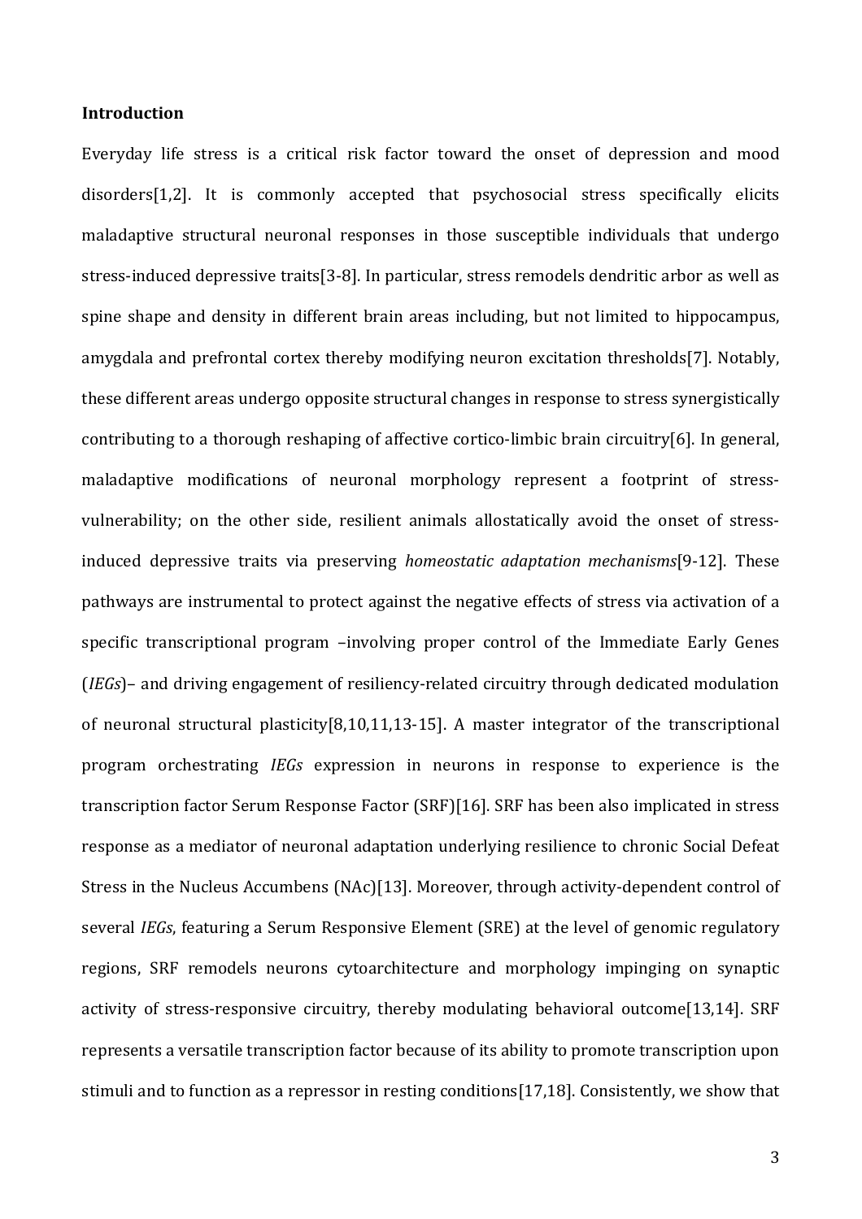## Introduction

Everyday life stress is a critical risk factor toward the onset of depression and mood disorders[1,2]. It is commonly accepted that psychosocial stress specifically elicits maladaptive structural neuronal responses in those susceptible individuals that undergo stress-induced depressive traits[3-8]. In particular, stress remodels dendritic arbor as well as spine shape and density in different brain areas including, but not limited to hippocampus, amygdala and prefrontal cortex thereby modifying neuron excitation thresholds[7]. Notably, these different areas undergo opposite structural changes in response to stress synergistically contributing to a thorough reshaping of affective cortico-limbic brain circuitry[6]. In general, maladaptive modifications of neuronal morphology represent a footprint of stress-vulnerability; on the other side, resilient animals allostatically avoid the onset of stress-induced depressive traits via preserving *homeostatic adaptation mechanisms*[9-12]. These pathways are instrumental to protect against the negative effects of stress via activation of a specific transcriptional program –involving proper control of the Immediate Early Genes (*IEGs*)– and driving engagement of resiliency-related circuitry through dedicated modulation of neuronal structural plasticity[8,10,11,13-15]. A master integrator of the transcriptional program orchestrating *IEGs* expression in neurons in response to experience is the transcription factor Serum Response Factor (SRF)[16]. SRF has been also implicated in stress response as a mediator of neuronal adaptation underlying resilience to chronic Social Defeat Stress in the Nucleus Accumbens (NAc)[13]. Moreover, through activity-dependent control of several *IEGs*, featuring a Serum Responsive Element (SRE) at the level of genomic regulatory regions, SRF remodels neurons cytoarchitecture and morphology impinging on synaptic activity of stress-responsive circuitry, thereby modulating behavioral outcome[13,14]. SRF represents a versatile transcription factor because of its ability to promote transcription upon stimuli and to function as a repressor in resting conditions[17,18]. Consistently, we show that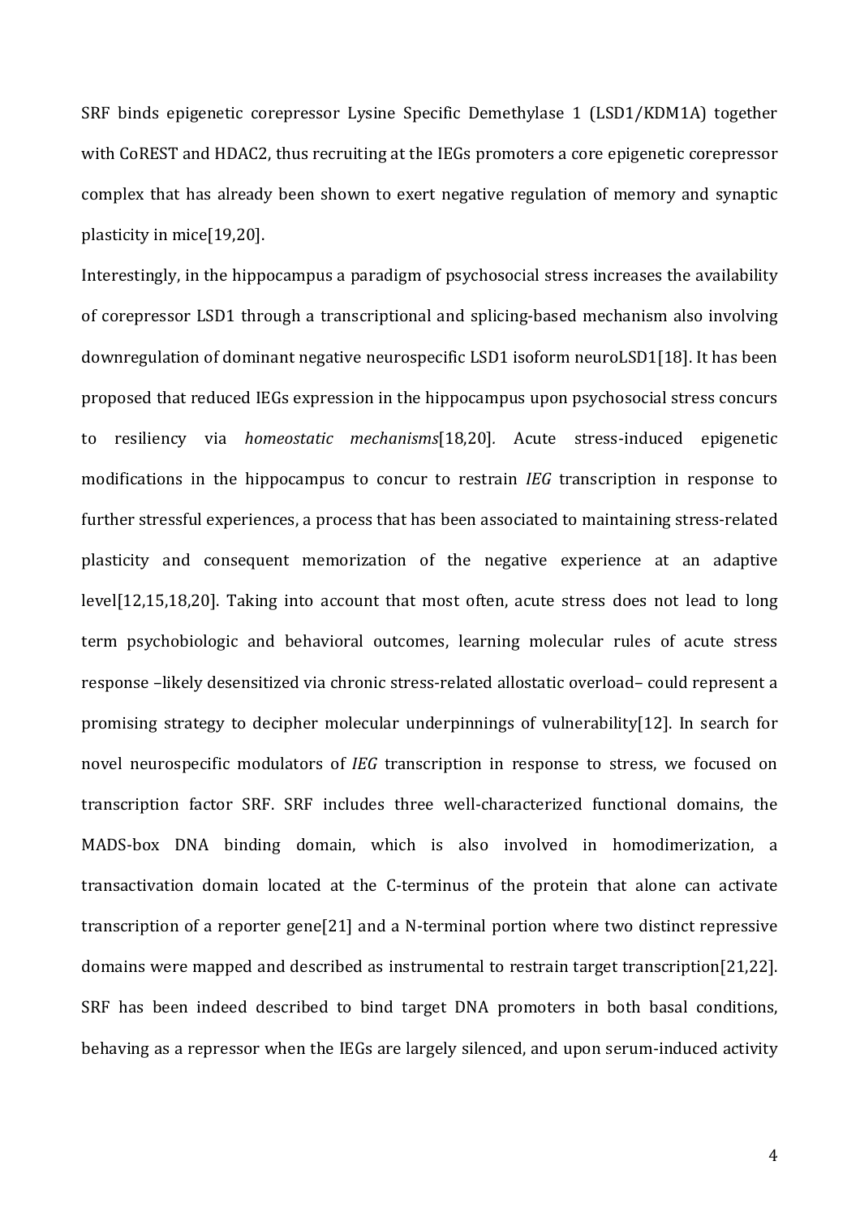SRF binds epigenetic corepressor Lysine Specific Demethylase 1 (LSD1/KDM1A) together with CoREST and HDAC2, thus recruiting at the IEGs promoters a core epigenetic corepressor complex that has already been shown to exert negative regulation of memory and synaptic plasticity in mice[19,20].

Interestingly, in the hippocampus a paradigm of psychosocial stress increases the availability of corepressor LSD1 through a transcriptional and splicing-based mechanism also involving downregulation of dominant negative neurospecific LSD1 isoform neuroLSD1[18]. It has been proposed that reduced IEGs expression in the hippocampus upon psychosocial stress concurs to resiliency via *homeostatic mechanisms*[18,20]. Acute stress-induced epigenetic modifications in the hippocampus to concur to restrain *IEG* transcription in response to further stressful experiences, a process that has been associated to maintaining stress-related plasticity and consequent memorization of the negative experience at an adaptive level[12,15,18,20]. Taking into account that most often, acute stress does not lead to long term psychobiologic and behavioral outcomes, learning molecular rules of acute stress response –likely desensitized via chronic stress-related allostatic overload– could represent a promising strategy to decipher molecular underpinnings of vulnerability[12]. In search for novel neurospecific modulators of *IEG* transcription in response to stress, we focused on transcription factor SRF. SRF includes three well-characterized functional domains, the MADS-box DNA binding domain, which is also involved in homodimerization, a transactivation domain located at the C-terminus of the protein that alone can activate transcription of a reporter gene[21] and a N-terminal portion where two distinct repressive domains were mapped and described as instrumental to restrain target transcription[21,22]. SRF has been indeed described to bind target DNA promoters in both basal conditions, behaving as a repressor when the IEGs are largely silenced, and upon serum-induced activity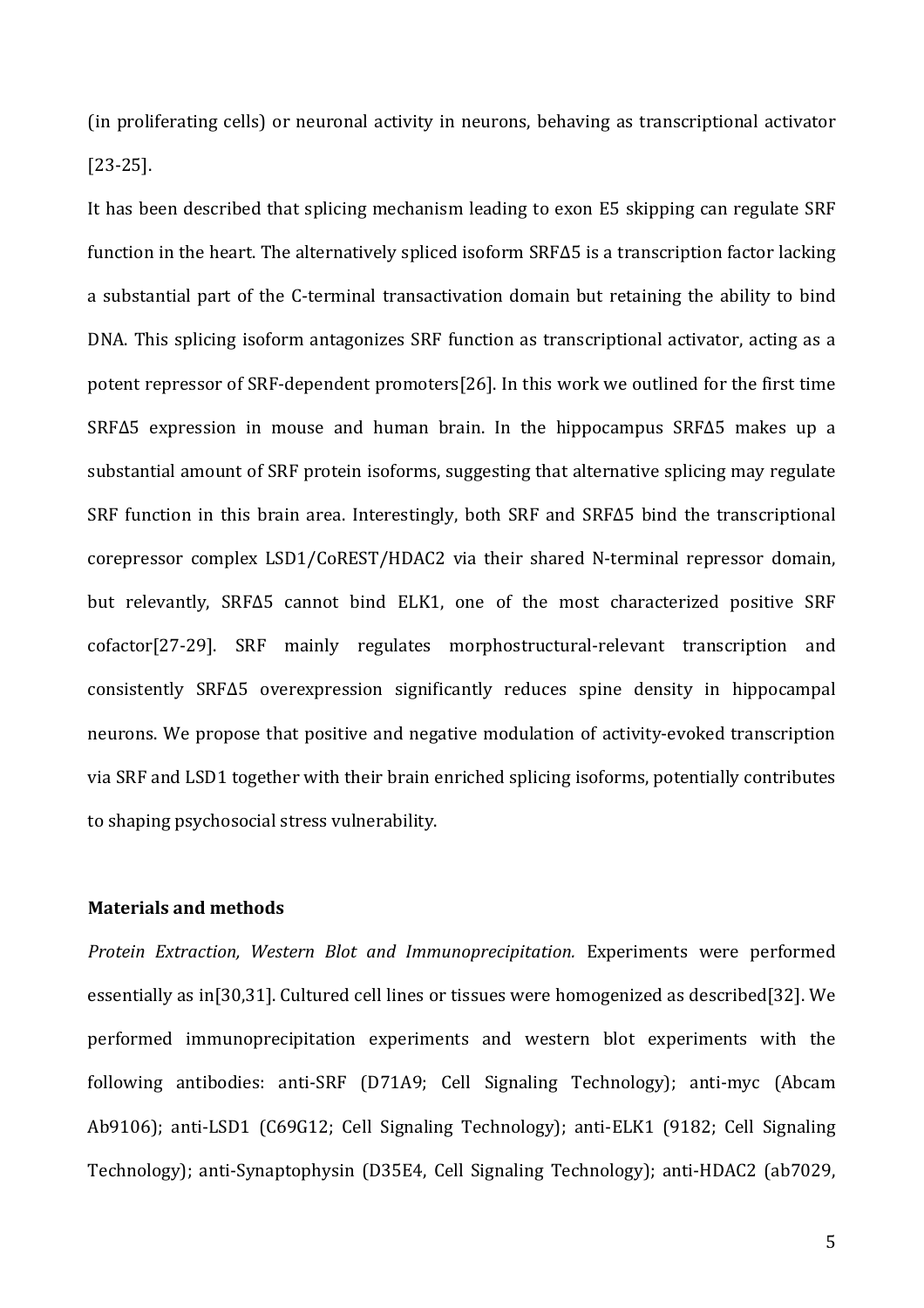(in proliferating cells) or neuronal activity in neurons, behaving as transcriptional activator [23-25].

It has been described that splicing mechanism leading to exon E5 skipping can regulate SRF function in the heart. The alternatively spliced isoform SRFΔ5 is a transcription factor lacking a substantial part of the C-terminal transactivation domain but retaining the ability to bind DNA. This splicing isoform antagonizes SRF function as transcriptional activator, acting as a potent repressor of SRF-dependent promoters[26]. In this work we outlined for the first time SRFΔ5 expression in mouse and human brain. In the hippocampus SRFΔ5 makes up a substantial amount of SRF protein isoforms, suggesting that alternative splicing may regulate SRF function in this brain area. Interestingly, both SRF and SRFΔ5 bind the transcriptional corepressor complex LSD1/CoREST/HDAC2 via their shared N-terminal repressor domain, but relevantly, SRFΔ5 cannot bind ELK1, one of the most characterized positive SRF cofactor[27-29]. SRF mainly regulates morphostructural-relevant transcription and consistently SRFΔ5 overexpression significantly reduces spine density in hippocampal neurons. We propose that positive and negative modulation of activity-evoked transcription via SRF and LSD1 together with their brain enriched splicing isoforms, potentially contributes to shaping psychosocial stress vulnerability.

## Materials and methods

*Protein Extraction, Western Blot and Immunoprecipitation.* Experiments were performed essentially as in[30,31]. Cultured cell lines or tissues were homogenized as described[32]. We performed immunoprecipitation experiments and western blot experiments with the following antibodies: anti-SRF (D71A9; Cell Signaling Technology); anti-myc (Abcam Ab9106); anti-LSD1 (C69G12; Cell Signaling Technology); anti-ELK1 (9182; Cell Signaling Technology); anti-Synaptophysin (D35E4, Cell Signaling Technology); anti-HDAC2 (ab7029,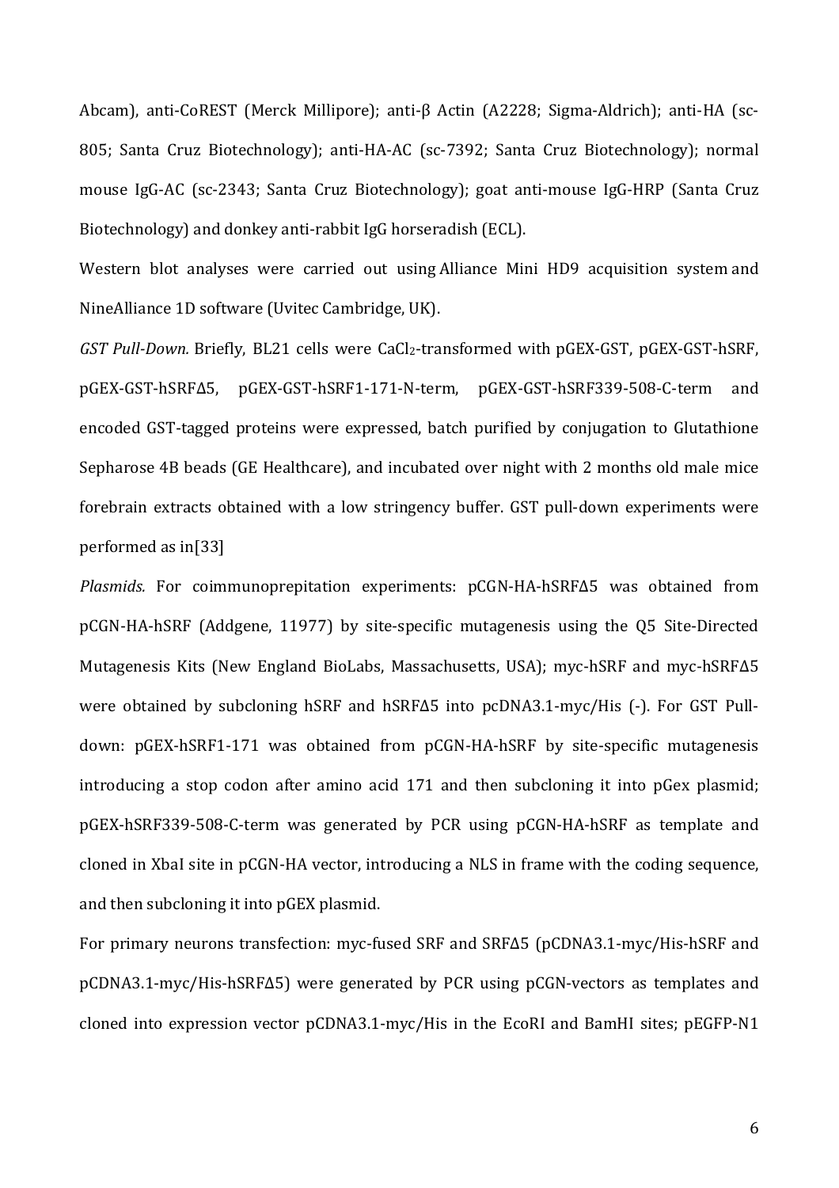Abcam), anti-CoREST (Merck Millipore); anti-β Actin (A2228; Sigma-Aldrich); anti-HA (sc-805; Santa Cruz Biotechnology); anti-HA-AC (sc-7392; Santa Cruz Biotechnology); normal mouse IgG-AC (sc-2343; Santa Cruz Biotechnology); goat anti-mouse IgG-HRP (Santa Cruz Biotechnology) and donkey anti-rabbit IgG horseradish (ECL).

Western blot analyses were carried out using Alliance Mini HD9 acquisition system and NineAlliance 1D software (Uvitec Cambridge, UK).

*GST Pull-Down.* Briefly, BL21 cells were $CaCl_2$-transformed with pGEX-GST, pGEX-GST-hSRF, pGEX-GST-hSRFΔ5, pGEX-GST-hSRF1-171-N-term, pGEX-GST-hSRF339-508-C-term and encoded GST-tagged proteins were expressed, batch purified by conjugation to Glutathione Sepharose 4B beads (GE Healthcare), and incubated over night with 2 months old male mice forebrain extracts obtained with a low stringency buffer. GST pull-down experiments were performed as in[33]

*Plasmids.* For coimmunoprepitation experiments: pCGN-HA-hSRFΔ5 was obtained from pCGN-HA-hSRF (Addgene, 11977) by site-specific mutagenesis using the Q5 Site-Directed Mutagenesis Kits (New England BioLabs, Massachusetts, USA); myc-hSRF and myc-hSRFΔ5 were obtained by subcloning hSRF and hSRFΔ5 into pcDNA3.1-myc/His (-). For GST Pull-down: pGEX-hSRF1-171 was obtained from pCGN-HA-hSRF by site-specific mutagenesis introducing a stop codon after amino acid 171 and then subcloning it into pGex plasmid; pGEX-hSRF339-508-C-term was generated by PCR using pCGN-HA-hSRF as template and cloned in XbaI site in pCGN-HA vector, introducing a NLS in frame with the coding sequence, and then subcloning it into pGEX plasmid.

For primary neurons transfection: myc-fused SRF and SRFΔ5 (pCDNA3.1-myc/His-hSRF and pCDNA3.1-myc/His-hSRFΔ5) were generated by PCR using pCGN-vectors as templates and cloned into expression vector pCDNA3.1-myc/His in the EcoRI and BamHI sites; pEGFP-N1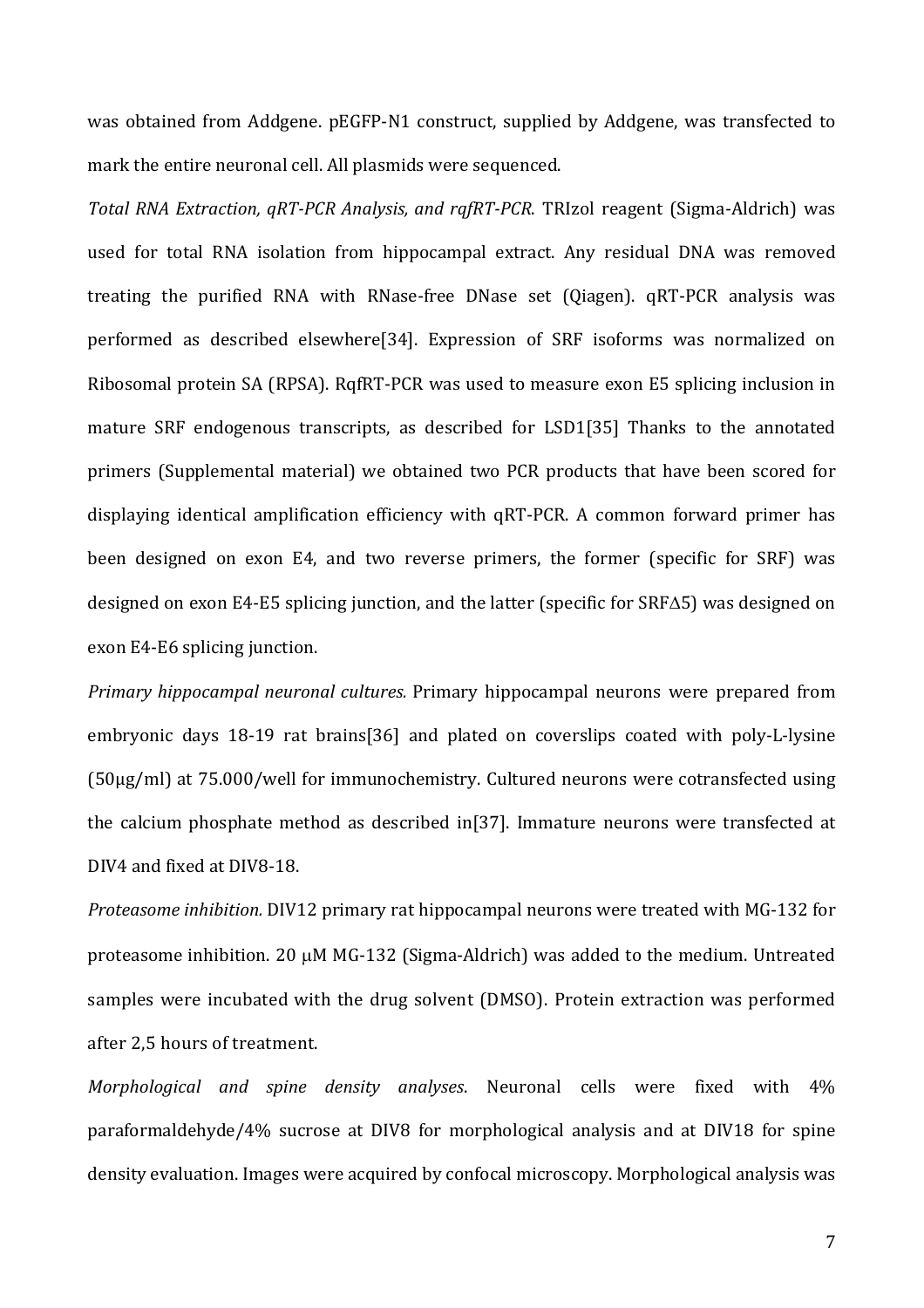was obtained from Addgene. pEGFP-N1 construct, supplied by Addgene, was transfected to mark the entire neuronal cell. All plasmids were sequenced.

*Total RNA Extraction, qRT-PCR Analysis, and rqfRT-PCR.* TRIzol reagent (Sigma-Aldrich) was used for total RNA isolation from hippocampal extract. Any residual DNA was removed treating the purified RNA with RNase-free DNase set (Qiagen). qRT-PCR analysis was performed as described elsewhere[34]. Expression of SRF isoforms was normalized on Ribosomal protein SA (RPSA). RqfRT-PCR was used to measure exon E5 splicing inclusion in mature SRF endogenous transcripts, as described for LSD1[35] Thanks to the annotated primers (Supplemental material) we obtained two PCR products that have been scored for displaying identical amplification efficiency with qRT-PCR. A common forward primer has been designed on exon E4, and two reverse primers, the former (specific for SRF) was designed on exon E4-E5 splicing junction, and the latter (specific for SRFΔ5) was designed on exon E4-E6 splicing junction.

*Primary hippocampal neuronal cultures.* Primary hippocampal neurons were prepared from embryonic days 18-19 rat brains[36] and plated on coverslips coated with poly-L-lysine (50μg/ml) at 75.000/well for immunochemistry. Cultured neurons were cotransfected using the calcium phosphate method as described in[37]. Immature neurons were transfected at DIV4 and fixed at DIV8-18.

*Proteasome inhibition.* DIV12 primary rat hippocampal neurons were treated with MG-132 for proteasome inhibition. 20 μM MG-132 (Sigma-Aldrich) was added to the medium. Untreated samples were incubated with the drug solvent (DMSO). Protein extraction was performed after 2,5 hours of treatment.

*Morphological and spine density analyses*. Neuronal cells were fixed with 4% paraformaldehyde/4% sucrose at DIV8 for morphological analysis and at DIV18 for spine density evaluation. Images were acquired by confocal microscopy. Morphological analysis was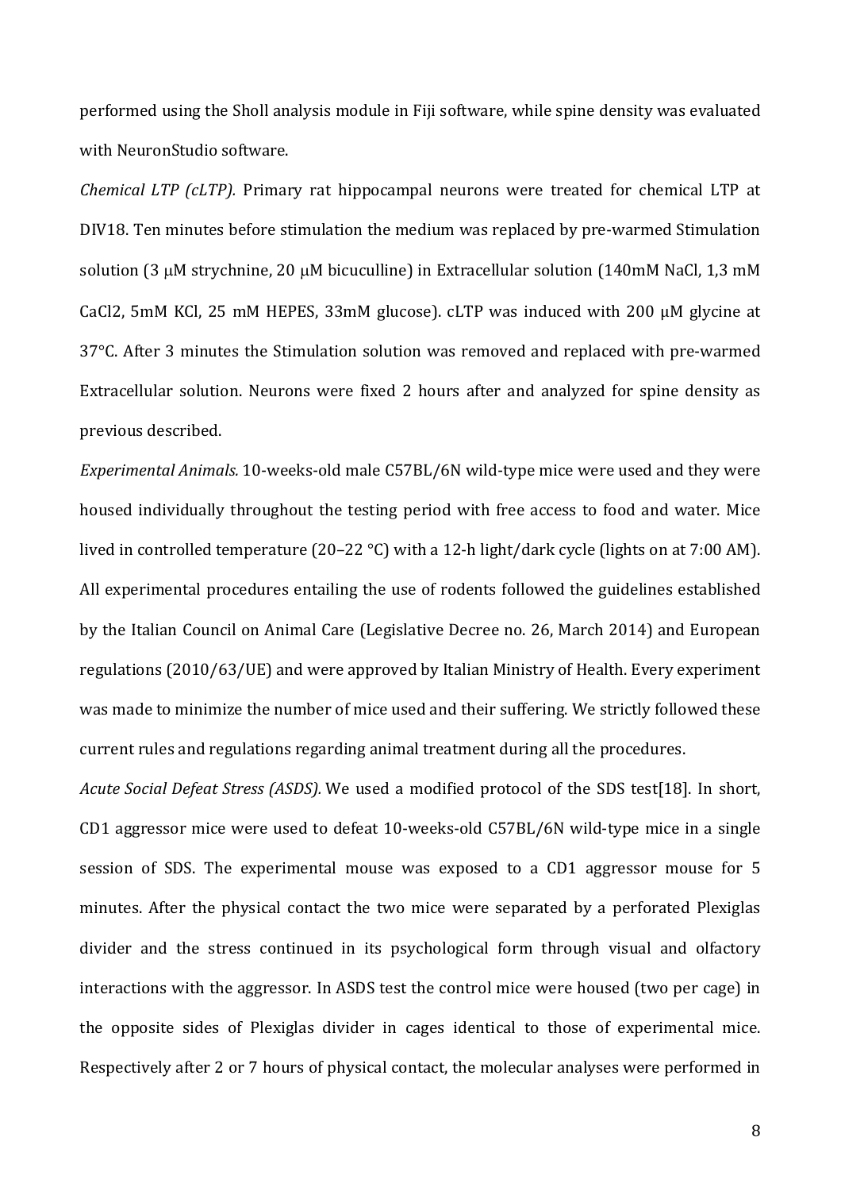performed using the Sholl analysis module in Fiji software, while spine density was evaluated with NeuronStudio software.

*Chemical LTP (cLTP).* Primary rat hippocampal neurons were treated for chemical LTP at DIV18. Ten minutes before stimulation the medium was replaced by pre-warmed Stimulation solution (3 μM strychnine, 20 μM bicuculline) in Extracellular solution (140mM NaCl, 1,3 mM $CaCl_2$, 5mM KCl, 25 mM HEPES, 33mM glucose). cLTP was induced with 200 μM glycine at 37°C. After 3 minutes the Stimulation solution was removed and replaced with pre-warmed Extracellular solution. Neurons were fixed 2 hours after and analyzed for spine density as previous described.

*Experimental Animals.* 10-weeks-old male C57BL/6N wild-type mice were used and they were housed individually throughout the testing period with free access to food and water. Mice lived in controlled temperature (20–22 °C) with a 12-h light/dark cycle (lights on at 7:00 AM). All experimental procedures entailing the use of rodents followed the guidelines established by the Italian Council on Animal Care (Legislative Decree no. 26, March 2014) and European regulations (2010/63/UE) and were approved by Italian Ministry of Health. Every experiment was made to minimize the number of mice used and their suffering. We strictly followed these current rules and regulations regarding animal treatment during all the procedures.

*Acute Social Defeat Stress (ASDS).* We used a modified protocol of the SDS test[18]. In short, CD1 aggressor mice were used to defeat 10-weeks-old C57BL/6N wild-type mice in a single session of SDS. The experimental mouse was exposed to a CD1 aggressor mouse for 5 minutes. After the physical contact the two mice were separated by a perforated Plexiglas divider and the stress continued in its psychological form through visual and olfactory interactions with the aggressor. In ASDS test the control mice were housed (two per cage) in the opposite sides of Plexiglas divider in cages identical to those of experimental mice. Respectively after 2 or 7 hours of physical contact, the molecular analyses were performed in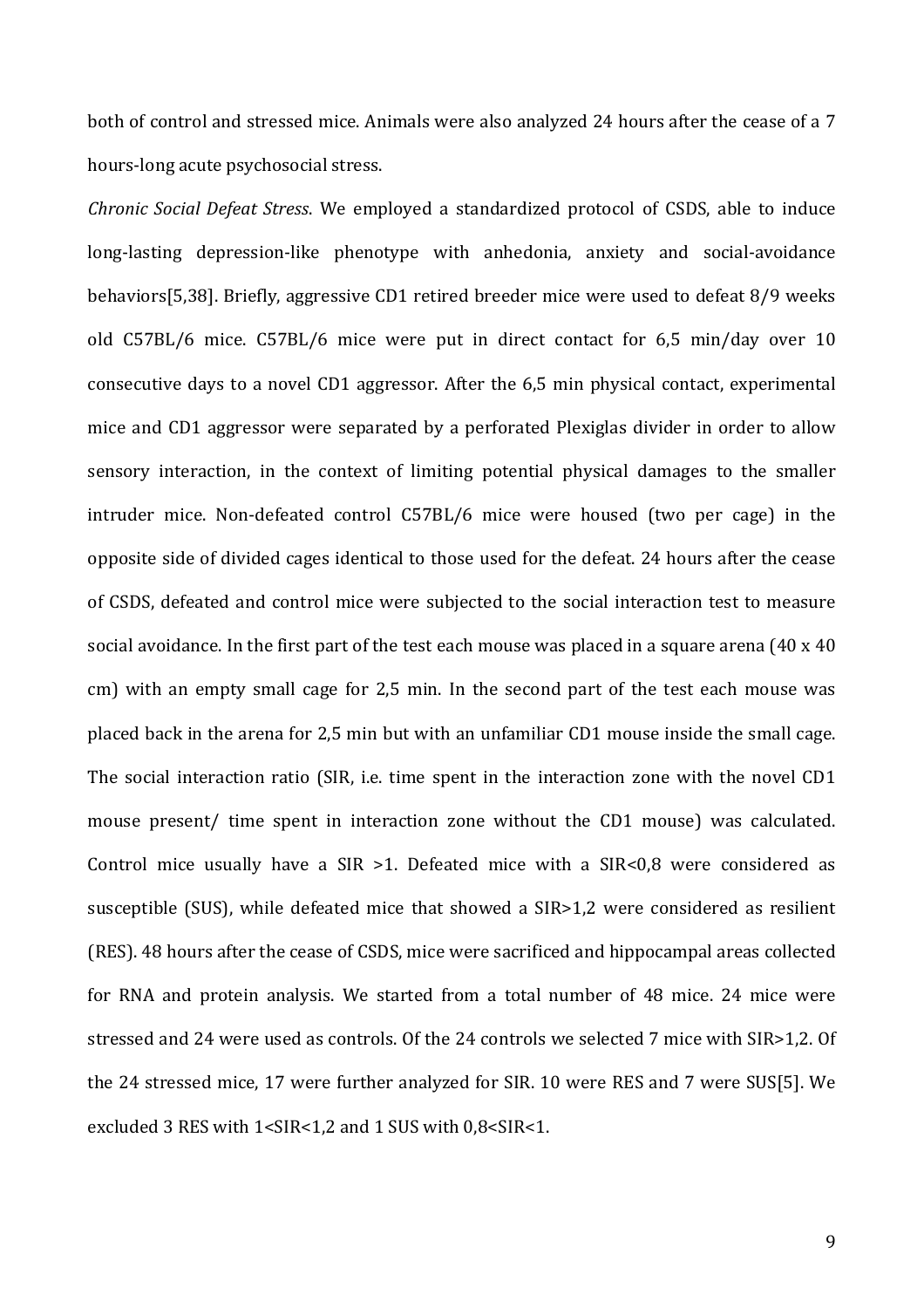both of control and stressed mice. Animals were also analyzed 24 hours after the cease of a 7 hours-long acute psychosocial stress.

*Chronic Social Defeat Stress*. We employed a standardized protocol of CSDS, able to induce long-lasting depression-like phenotype with anhedonia, anxiety and social-avoidance behaviors[5,38]. Briefly, aggressive CD1 retired breeder mice were used to defeat 8/9 weeks old C57BL/6 mice. C57BL/6 mice were put in direct contact for 6,5 min/day over 10 consecutive days to a novel CD1 aggressor. After the 6,5 min physical contact, experimental mice and CD1 aggressor were separated by a perforated Plexiglas divider in order to allow sensory interaction, in the context of limiting potential physical damages to the smaller intruder mice. Non-defeated control C57BL/6 mice were housed (two per cage) in the opposite side of divided cages identical to those used for the defeat. 24 hours after the cease of CSDS, defeated and control mice were subjected to the social interaction test to measure social avoidance. In the first part of the test each mouse was placed in a square arena (40 x 40 cm) with an empty small cage for 2,5 min. In the second part of the test each mouse was placed back in the arena for 2,5 min but with an unfamiliar CD1 mouse inside the small cage. The social interaction ratio (SIR, i.e. time spent in the interaction zone with the novel CD1 mouse present/ time spent in interaction zone without the CD1 mouse) was calculated. Control mice usually have a SIR >1. Defeated mice with a SIR<0,8 were considered as susceptible (SUS), while defeated mice that showed a SIR>1,2 were considered as resilient (RES). 48 hours after the cease of CSDS, mice were sacrificed and hippocampal areas collected for RNA and protein analysis. We started from a total number of 48 mice. 24 mice were stressed and 24 were used as controls. Of the 24 controls we selected 7 mice with SIR>1,2. Of the 24 stressed mice, 17 were further analyzed for SIR. 10 were RES and 7 were SUS[5]. We excluded 3 RES with 1<SIR<1,2 and 1 SUS with 0,8<SIR<1.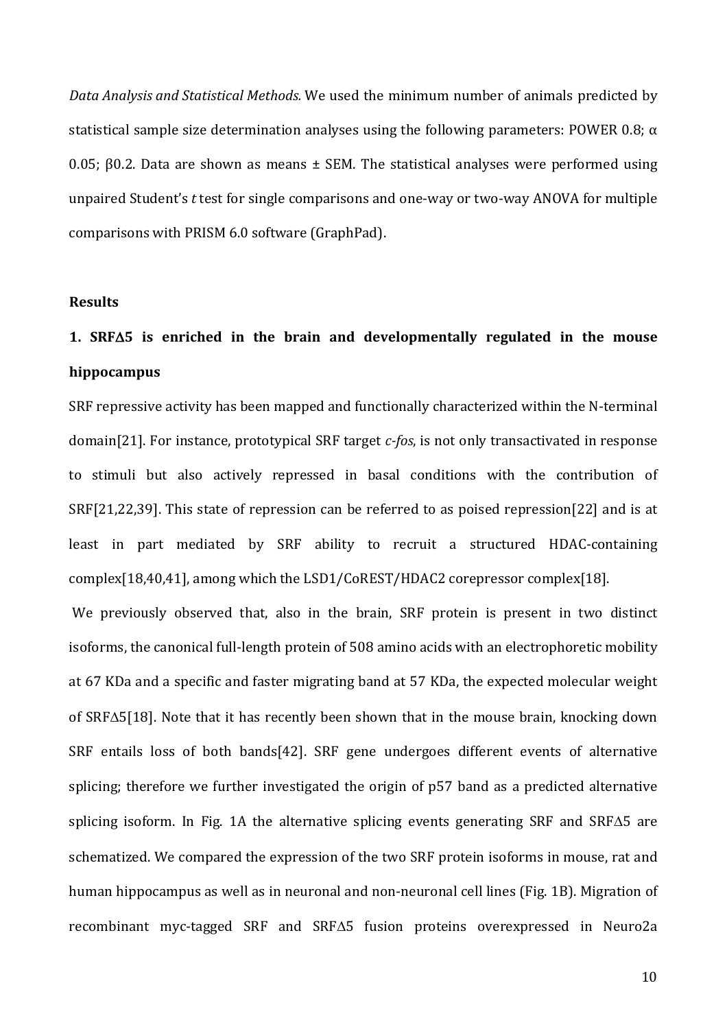*Data Analysis and Statistical Methods.* We used the minimum number of animals predicted by statistical sample size determination analyses using the following parameters: POWER 0.8; α 0.05; β0.2. Data are shown as means ± SEM. The statistical analyses were performed using unpaired Student's *t* test for single comparisons and one-way or two-way ANOVA for multiple comparisons with PRISM 6.0 software (GraphPad).

## Results

### 1. SRFΔ5 is enriched in the brain and developmentally regulated in the mouse hippocampus

SRF repressive activity has been mapped and functionally characterized within the N-terminal domain[21]. For instance, prototypical SRF target *c-fos*, is not only transactivated in response to stimuli but also actively repressed in basal conditions with the contribution of SRF[21,22,39]. This state of repression can be referred to as poised repression[22] and is at least in part mediated by SRF ability to recruit a structured HDAC-containing complex[18,40,41], among which the LSD1/CoREST/HDAC2 corepressor complex[18].

We previously observed that, also in the brain, SRF protein is present in two distinct isoforms, the canonical full-length protein of 508 amino acids with an electrophoretic mobility at 67 KDa and a specific and faster migrating band at 57 KDa, the expected molecular weight of SRFΔ5[18]. Note that it has recently been shown that in the mouse brain, knocking down SRF entails loss of both bands[42]. SRF gene undergoes different events of alternative splicing; therefore we further investigated the origin of p57 band as a predicted alternative splicing isoform. In Fig. 1A the alternative splicing events generating SRF and SRFΔ5 are schematized. We compared the expression of the two SRF protein isoforms in mouse, rat and human hippocampus as well as in neuronal and non-neuronal cell lines (Fig. 1B). Migration of recombinant myc-tagged SRF and SRFΔ5 fusion proteins overexpressed in Neuro2a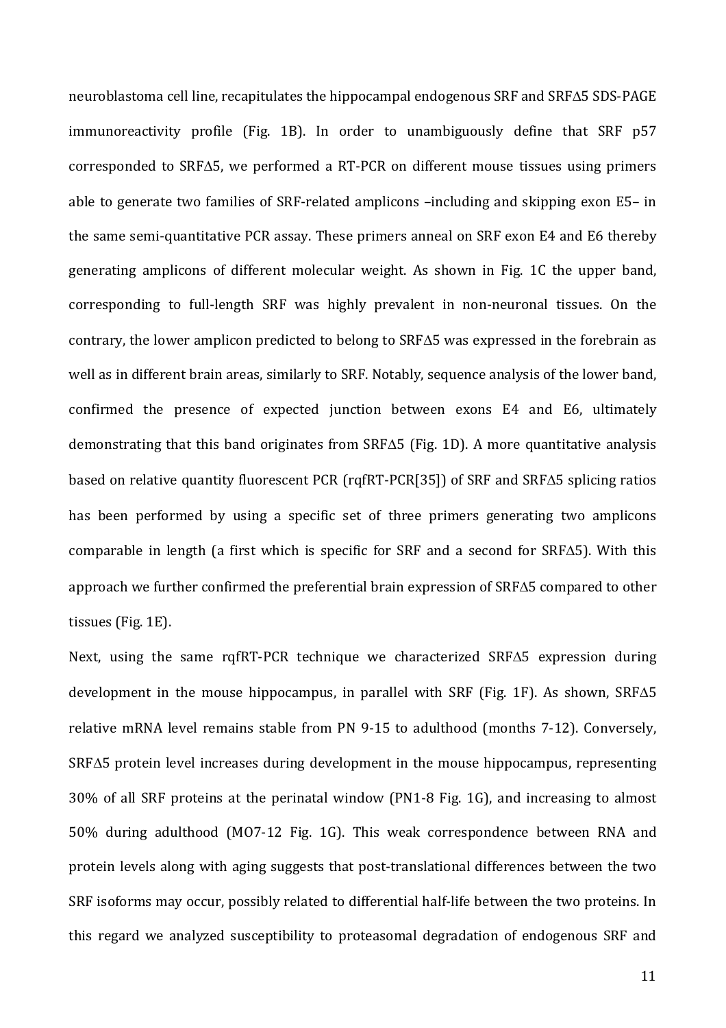neuroblastoma cell line, recapitulates the hippocampal endogenous SRF and SRFΔ5 SDS-PAGE immunoreactivity profile (Fig. 1B). In order to unambiguously define that SRF p57 corresponded to SRFΔ5, we performed a RT-PCR on different mouse tissues using primers able to generate two families of SRF-related amplicons –including and skipping exon E5– in the same semi-quantitative PCR assay. These primers anneal on SRF exon E4 and E6 thereby generating amplicons of different molecular weight. As shown in Fig. 1C the upper band, corresponding to full-length SRF was highly prevalent in non-neuronal tissues. On the contrary, the lower amplicon predicted to belong to SRFΔ5 was expressed in the forebrain as well as in different brain areas, similarly to SRF. Notably, sequence analysis of the lower band, confirmed the presence of expected junction between exons E4 and E6, ultimately demonstrating that this band originates from SRFΔ5 (Fig. 1D). A more quantitative analysis based on relative quantity fluorescent PCR (rqfRT-PCR[35]) of SRF and SRFΔ5 splicing ratios has been performed by using a specific set of three primers generating two amplicons comparable in length (a first which is specific for SRF and a second for SRFΔ5). With this approach we further confirmed the preferential brain expression of SRFΔ5 compared to other tissues (Fig. 1E).

Next, using the same rqfRT-PCR technique we characterized SRFΔ5 expression during development in the mouse hippocampus, in parallel with SRF (Fig. 1F). As shown, SRFΔ5 relative mRNA level remains stable from PN 9-15 to adulthood (months 7-12). Conversely, SRFΔ5 protein level increases during development in the mouse hippocampus, representing 30% of all SRF proteins at the perinatal window (PN1-8 Fig. 1G), and increasing to almost 50% during adulthood (MO7-12 Fig. 1G). This weak correspondence between RNA and protein levels along with aging suggests that post-translational differences between the two SRF isoforms may occur, possibly related to differential half-life between the two proteins. In this regard we analyzed susceptibility to proteasomal degradation of endogenous SRF and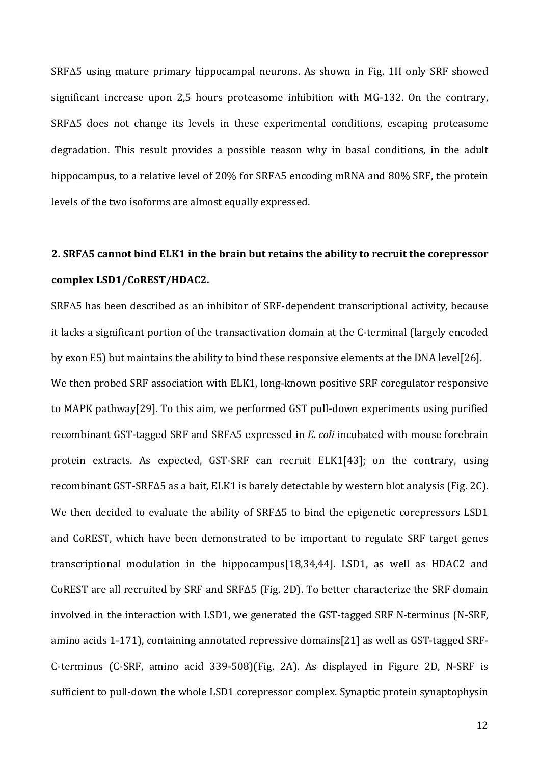SRFΔ5 using mature primary hippocampal neurons. As shown in Fig. 1H only SRF showed significant increase upon 2,5 hours proteasome inhibition with MG-132. On the contrary, SRFΔ5 does not change its levels in these experimental conditions, escaping proteasome degradation. This result provides a possible reason why in basal conditions, in the adult hippocampus, to a relative level of 20% for SRFΔ5 encoding mRNA and 80% SRF, the protein levels of the two isoforms are almost equally expressed.

## 2. SRFΔ5 cannot bind ELK1 in the brain but retains the ability to recruit the corepressor complex LSD1/CoREST/HDAC2.

SRFΔ5 has been described as an inhibitor of SRF-dependent transcriptional activity, because it lacks a significant portion of the transactivation domain at the C-terminal (largely encoded by exon E5) but maintains the ability to bind these responsive elements at the DNA level[26].

We then probed SRF association with ELK1, long-known positive SRF coregulator responsive to MAPK pathway[29]. To this aim, we performed GST pull-down experiments using purified recombinant GST-tagged SRF and SRFΔ5 expressed in *E. coli* incubated with mouse forebrain protein extracts. As expected, GST-SRF can recruit ELK1[43]; on the contrary, using recombinant GST-SRFΔ5 as a bait, ELK1 is barely detectable by western blot analysis (Fig. 2C). We then decided to evaluate the ability of SRFΔ5 to bind the epigenetic corepressors LSD1 and CoREST, which have been demonstrated to be important to regulate SRF target genes transcriptional modulation in the hippocampus[18,34,44]. LSD1, as well as HDAC2 and CoREST are all recruited by SRF and SRFΔ5 (Fig. 2D). To better characterize the SRF domain involved in the interaction with LSD1, we generated the GST-tagged SRF N-terminus (N-SRF, amino acids 1-171), containing annotated repressive domains[21] as well as GST-tagged SRF-C-terminus (C-SRF, amino acid 339-508)(Fig. 2A). As displayed in Figure 2D, N-SRF is sufficient to pull-down the whole LSD1 corepressor complex. Synaptic protein synaptophysin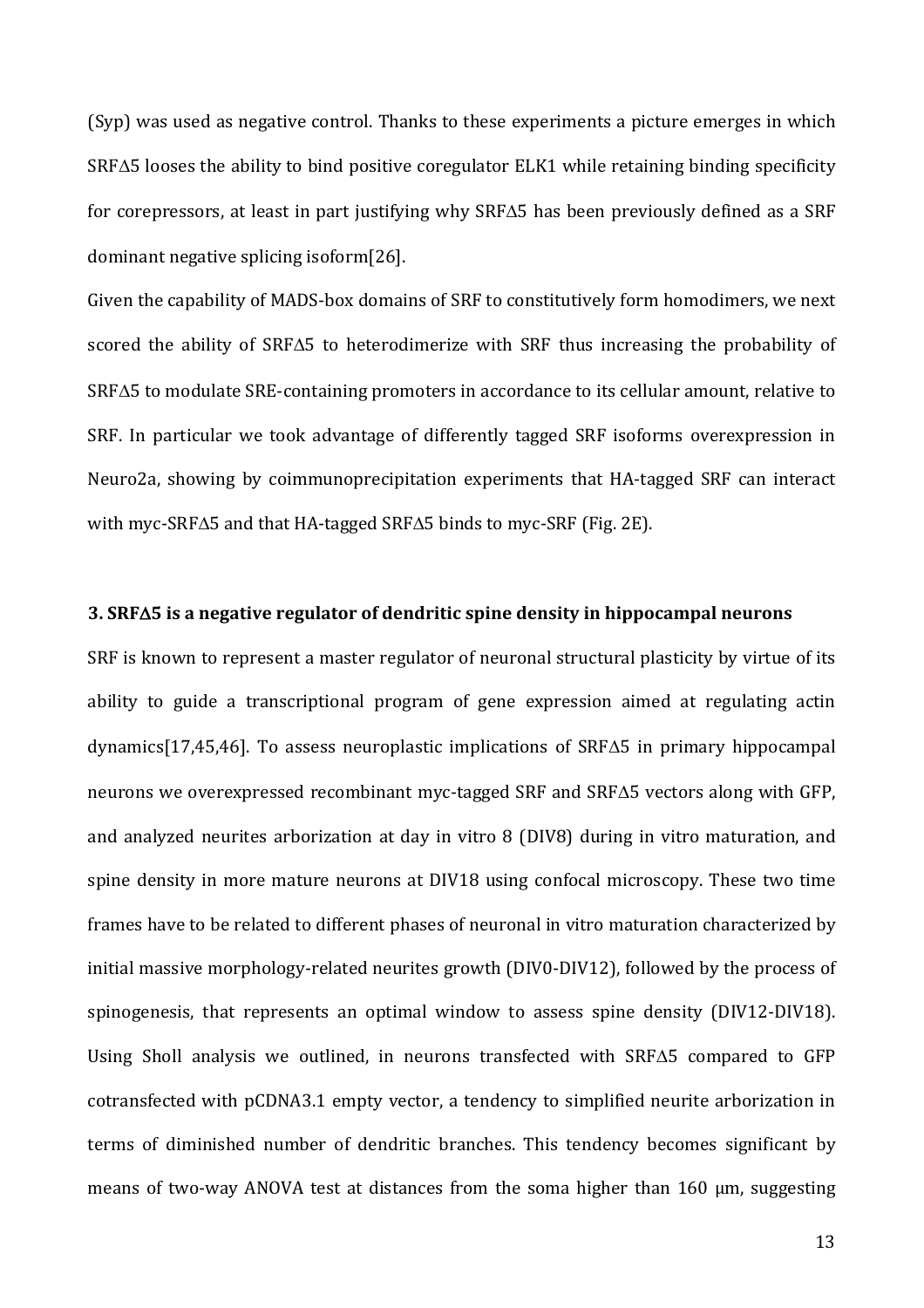(Syp) was used as negative control. Thanks to these experiments a picture emerges in which SRFΔ5 looses the ability to bind positive coregulator ELK1 while retaining binding specificity for corepressors, at least in part justifying why SRFΔ5 has been previously defined as a SRF dominant negative splicing isoform[26].

Given the capability of MADS-box domains of SRF to constitutively form homodimers, we next scored the ability of SRFΔ5 to heterodimerize with SRF thus increasing the probability of SRFΔ5 to modulate SRE-containing promoters in accordance to its cellular amount, relative to SRF. In particular we took advantage of differently tagged SRF isoforms overexpression in Neuro2a, showing by coimmunoprecipitation experiments that HA-tagged SRF can interact with myc-SRFΔ5 and that HA-tagged SRFΔ5 binds to myc-SRF (Fig. 2E).

### 3. SRFΔ5 is a negative regulator of dendritic spine density in hippocampal neurons

SRF is known to represent a master regulator of neuronal structural plasticity by virtue of its ability to guide a transcriptional program of gene expression aimed at regulating actin dynamics[17,45,46]. To assess neuroplastic implications of SRFΔ5 in primary hippocampal neurons we overexpressed recombinant myc-tagged SRF and SRFΔ5 vectors along with GFP, and analyzed neurites arborization at day in vitro 8 (DIV8) during in vitro maturation, and spine density in more mature neurons at DIV18 using confocal microscopy. These two time frames have to be related to different phases of neuronal in vitro maturation characterized by initial massive morphology-related neurites growth (DIV0-DIV12), followed by the process of spinogenesis, that represents an optimal window to assess spine density (DIV12-DIV18). Using Sholl analysis we outlined, in neurons transfected with SRFΔ5 compared to GFP cotransfected with pCDNA3.1 empty vector, a tendency to simplified neurite arborization in terms of diminished number of dendritic branches. This tendency becomes significant by means of two-way ANOVA test at distances from the soma higher than 160 μm, suggesting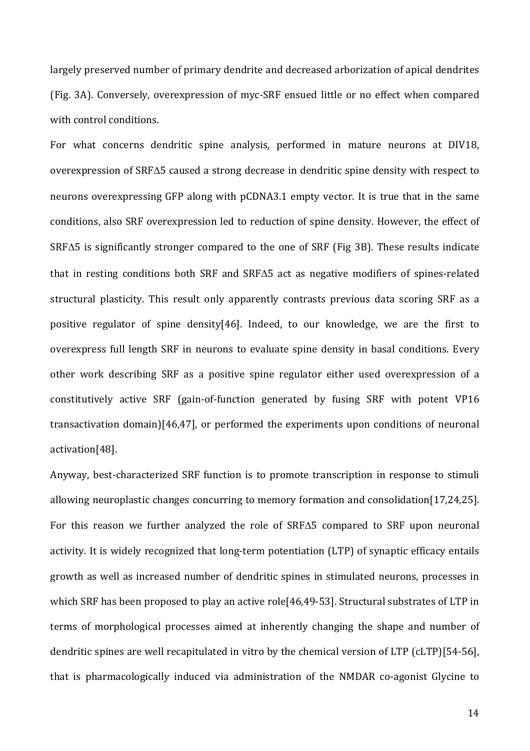largely preserved number of primary dendrite and decreased arborization of apical dendrites (Fig. 3A). Conversely, overexpression of myc-SRF ensued little or no effect when compared with control conditions.

For what concerns dendritic spine analysis, performed in mature neurons at DIV18, overexpression of SRFΔ5 caused a strong decrease in dendritic spine density with respect to neurons overexpressing GFP along with pCDNA3.1 empty vector. It is true that in the same conditions, also SRF overexpression led to reduction of spine density. However, the effect of SRFΔ5 is significantly stronger compared to the one of SRF (Fig 3B). These results indicate that in resting conditions both SRF and SRFΔ5 act as negative modifiers of spines-related structural plasticity. This result only apparently contrasts previous data scoring SRF as a positive regulator of spine density[46]. Indeed, to our knowledge, we are the first to overexpress full length SRF in neurons to evaluate spine density in basal conditions. Every other work describing SRF as a positive spine regulator either used overexpression of a constitutively active SRF (gain-of-function generated by fusing SRF with potent VP16 transactivation domain)[46,47], or performed the experiments upon conditions of neuronal activation[48].

Anyway, best-characterized SRF function is to promote transcription in response to stimuli allowing neuroplastic changes concurring to memory formation and consolidation[17,24,25]. For this reason we further analyzed the role of SRFΔ5 compared to SRF upon neuronal activity. It is widely recognized that long-term potentiation (LTP) of synaptic efficacy entails growth as well as increased number of dendritic spines in stimulated neurons, processes in which SRF has been proposed to play an active role[46,49-53]. Structural substrates of LTP in terms of morphological processes aimed at inherently changing the shape and number of dendritic spines are well recapitulated in vitro by the chemical version of LTP (cLTP)[54-56], that is pharmacologically induced via administration of the NMDAR co-agonist Glycine to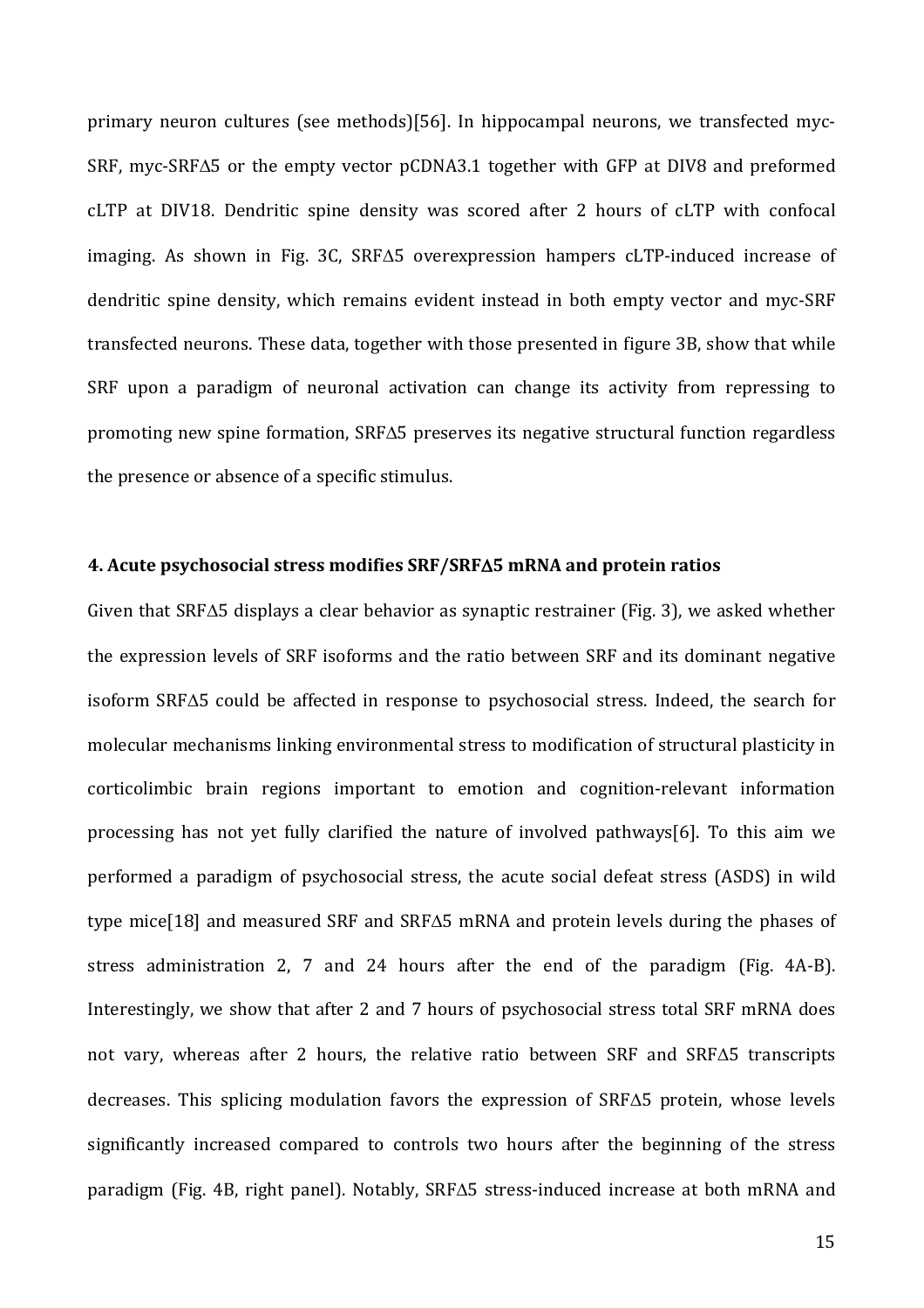primary neuron cultures (see methods)[56]. In hippocampal neurons, we transfected myc-SRF, myc-SRFΔ5 or the empty vector pCDNA3.1 together with GFP at DIV8 and preformed cLTP at DIV18. Dendritic spine density was scored after 2 hours of cLTP with confocal imaging. As shown in Fig. 3C, SRFΔ5 overexpression hampers cLTP-induced increase of dendritic spine density, which remains evident instead in both empty vector and myc-SRF transfected neurons. These data, together with those presented in figure 3B, show that while SRF upon a paradigm of neuronal activation can change its activity from repressing to promoting new spine formation, SRFΔ5 preserves its negative structural function regardless the presence or absence of a specific stimulus.

### 4. Acute psychosocial stress modifies SRF/SRFΔ5 mRNA and protein ratios

Given that SRFΔ5 displays a clear behavior as synaptic restrainer (Fig. 3), we asked whether the expression levels of SRF isoforms and the ratio between SRF and its dominant negative isoform SRFΔ5 could be affected in response to psychosocial stress. Indeed, the search for molecular mechanisms linking environmental stress to modification of structural plasticity in corticolimbic brain regions important to emotion and cognition-relevant information processing has not yet fully clarified the nature of involved pathways[6]. To this aim we performed a paradigm of psychosocial stress, the acute social defeat stress (ASDS) in wild type mice[18] and measured SRF and SRFΔ5 mRNA and protein levels during the phases of stress administration 2, 7 and 24 hours after the end of the paradigm (Fig. 4A-B). Interestingly, we show that after 2 and 7 hours of psychosocial stress total SRF mRNA does not vary, whereas after 2 hours, the relative ratio between SRF and SRFΔ5 transcripts decreases. This splicing modulation favors the expression of SRFΔ5 protein, whose levels significantly increased compared to controls two hours after the beginning of the stress paradigm (Fig. 4B, right panel). Notably, SRFΔ5 stress-induced increase at both mRNA and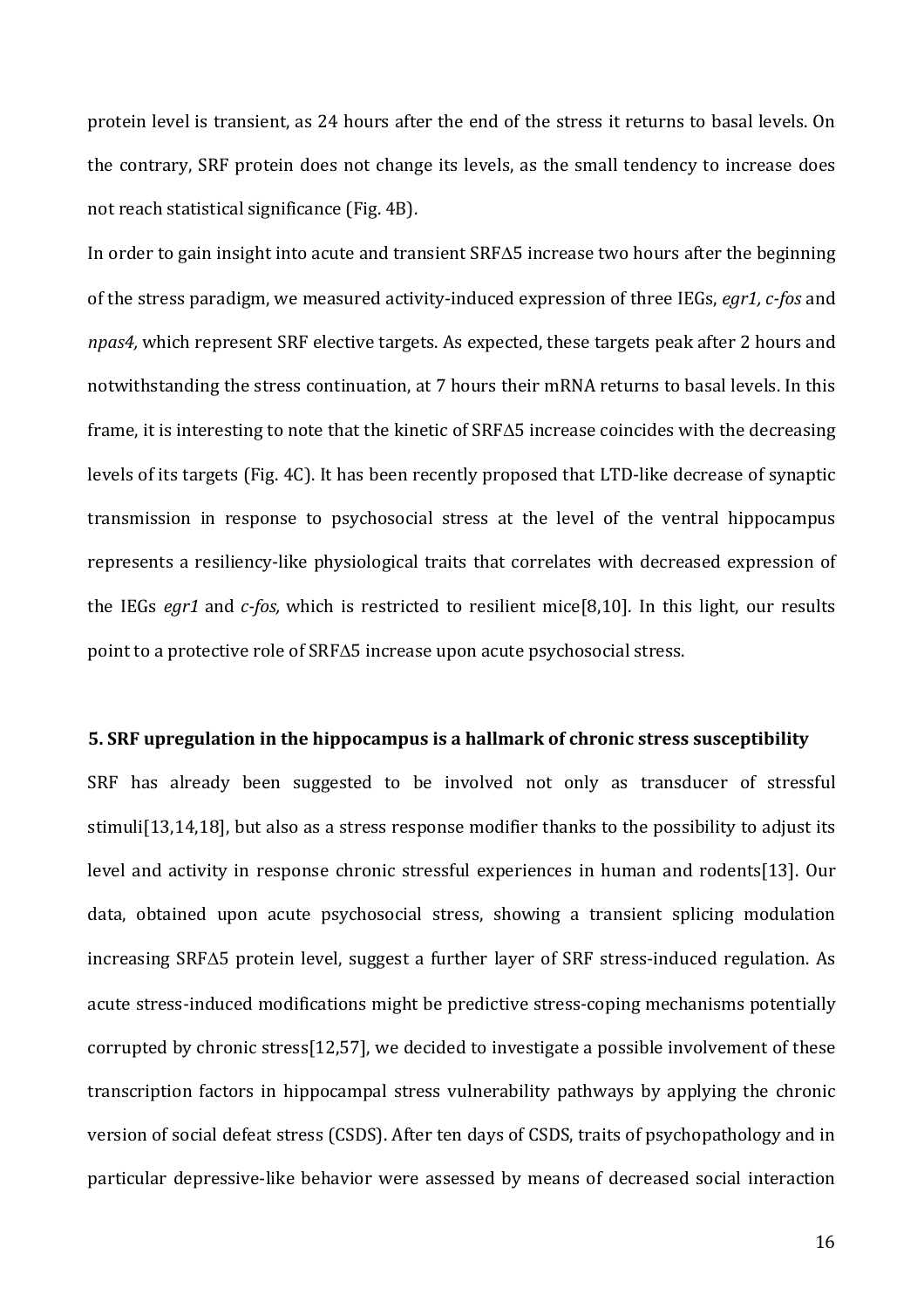protein level is transient, as 24 hours after the end of the stress it returns to basal levels. On the contrary, SRF protein does not change its levels, as the small tendency to increase does not reach statistical significance (Fig. 4B).

In order to gain insight into acute and transient SRFΔ5 increase two hours after the beginning of the stress paradigm, we measured activity-induced expression of three IEGs, *egr1, c-fos* and *npas4,* which represent SRF elective targets. As expected, these targets peak after 2 hours and notwithstanding the stress continuation, at 7 hours their mRNA returns to basal levels. In this frame, it is interesting to note that the kinetic of SRFΔ5 increase coincides with the decreasing levels of its targets (Fig. 4C). It has been recently proposed that LTD-like decrease of synaptic transmission in response to psychosocial stress at the level of the ventral hippocampus represents a resiliency-like physiological traits that correlates with decreased expression of the IEGs *egr1* and *c-fos,* which is restricted to resilient mice[8,10]. In this light, our results point to a protective role of SRFΔ5 increase upon acute psychosocial stress.

### 5. SRF upregulation in the hippocampus is a hallmark of chronic stress susceptibility

SRF has already been suggested to be involved not only as transducer of stressful stimuli[13,14,18], but also as a stress response modifier thanks to the possibility to adjust its level and activity in response chronic stressful experiences in human and rodents[13]. Our data, obtained upon acute psychosocial stress, showing a transient splicing modulation increasing SRFΔ5 protein level, suggest a further layer of SRF stress-induced regulation. As acute stress-induced modifications might be predictive stress-coping mechanisms potentially corrupted by chronic stress[12,57], we decided to investigate a possible involvement of these transcription factors in hippocampal stress vulnerability pathways by applying the chronic version of social defeat stress (CSDS). After ten days of CSDS, traits of psychopathology and in particular depressive-like behavior were assessed by means of decreased social interaction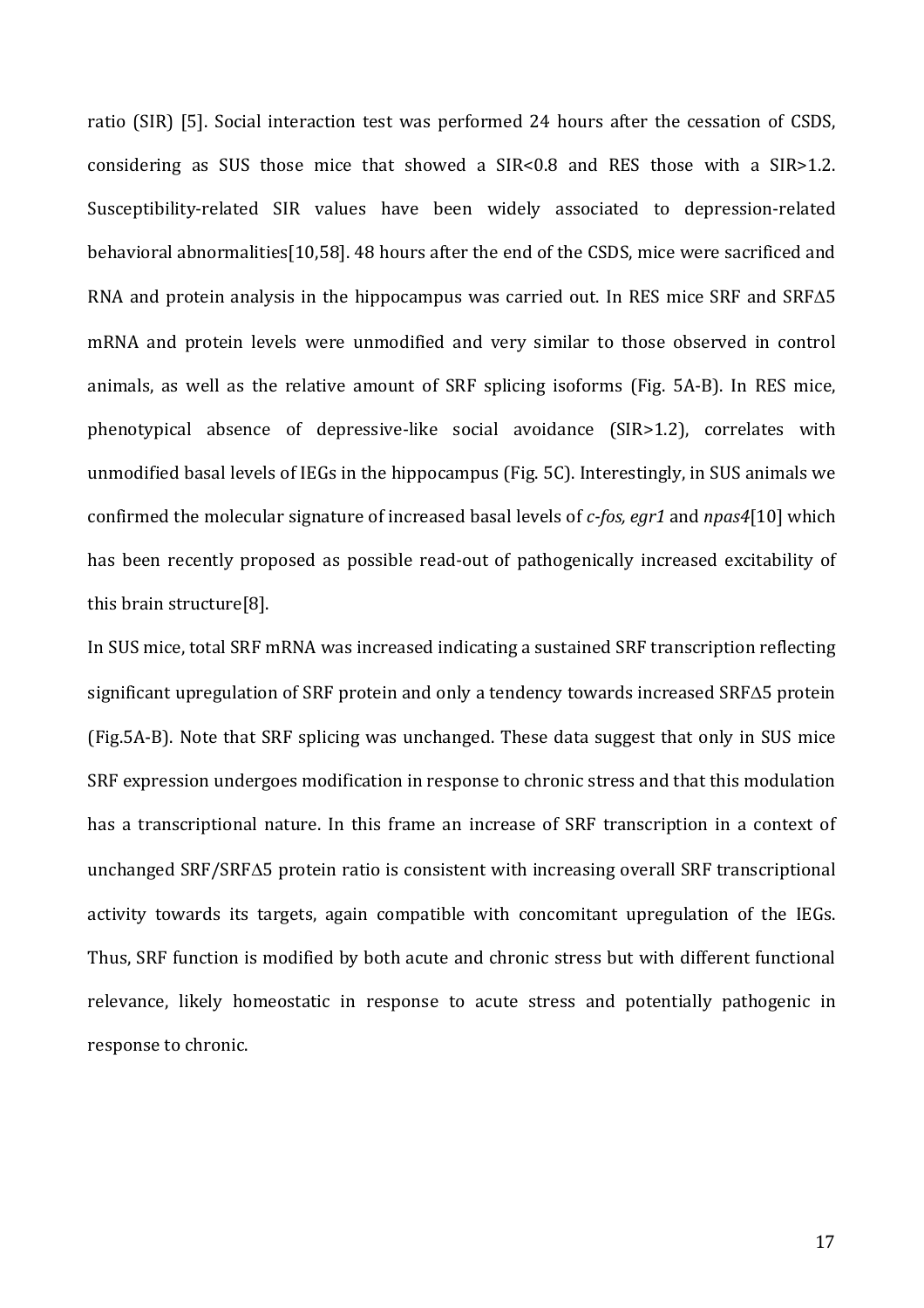ratio (SIR) [5]. Social interaction test was performed 24 hours after the cessation of CSDS, considering as SUS those mice that showed a SIR<0.8 and RES those with a SIR>1.2. Susceptibility-related SIR values have been widely associated to depression-related behavioral abnormalities[10,58]. 48 hours after the end of the CSDS, mice were sacrificed and RNA and protein analysis in the hippocampus was carried out. In RES mice SRF and SRFΔ5 mRNA and protein levels were unmodified and very similar to those observed in control animals, as well as the relative amount of SRF splicing isoforms (Fig. 5A-B). In RES mice, phenotypical absence of depressive-like social avoidance (SIR>1.2), correlates with unmodified basal levels of IEGs in the hippocampus (Fig. 5C). Interestingly, in SUS animals we confirmed the molecular signature of increased basal levels of *c-fos, egr1* and *npas4*[10] which has been recently proposed as possible read-out of pathogenically increased excitability of this brain structure[8].

In SUS mice, total SRF mRNA was increased indicating a sustained SRF transcription reflecting significant upregulation of SRF protein and only a tendency towards increased SRFΔ5 protein (Fig.5A-B). Note that SRF splicing was unchanged. These data suggest that only in SUS mice SRF expression undergoes modification in response to chronic stress and that this modulation has a transcriptional nature. In this frame an increase of SRF transcription in a context of unchanged SRF/SRFΔ5 protein ratio is consistent with increasing overall SRF transcriptional activity towards its targets, again compatible with concomitant upregulation of the IEGs. Thus, SRF function is modified by both acute and chronic stress but with different functional relevance, likely homeostatic in response to acute stress and potentially pathogenic in response to chronic.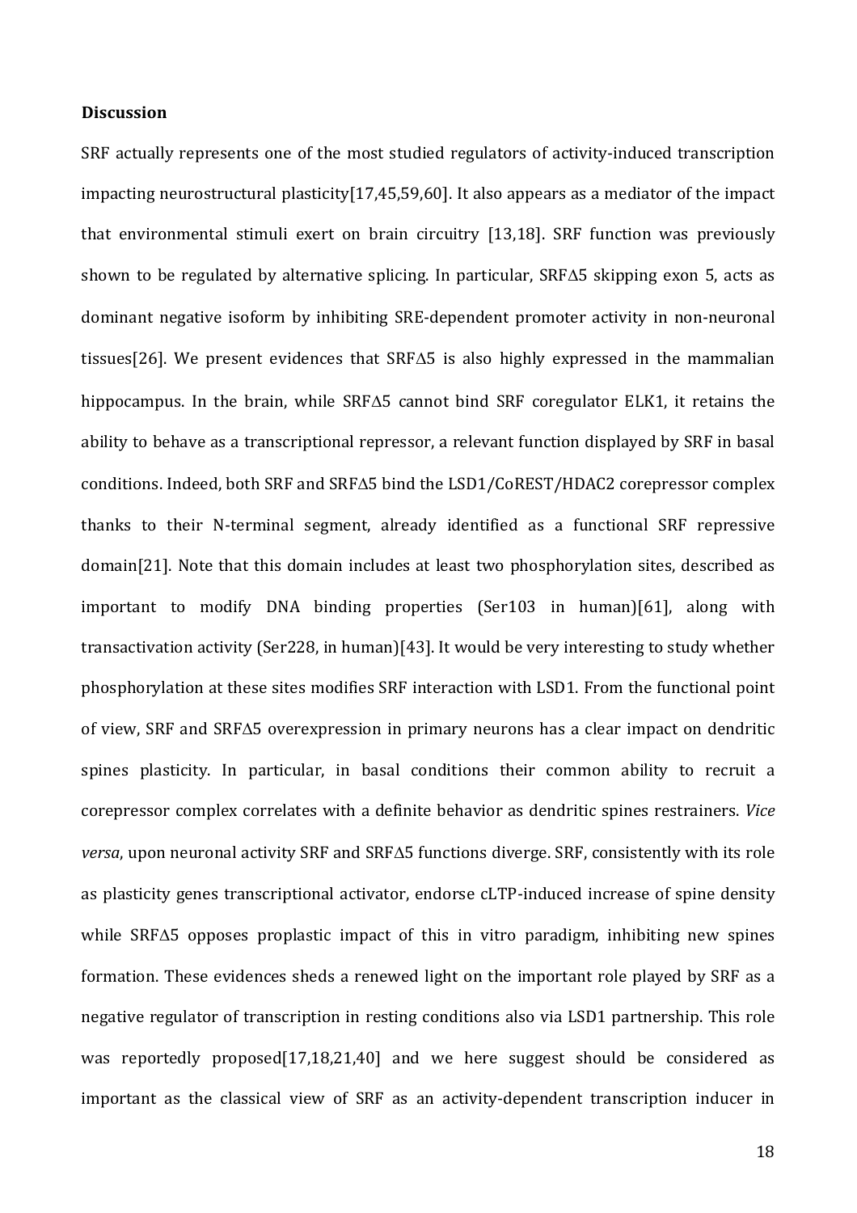**Discussion**

SRF actually represents one of the most studied regulators of activity-induced transcription impacting neurostructural plasticity[17,45,59,60]. It also appears as a mediator of the impact that environmental stimuli exert on brain circuitry [13,18]. SRF function was previously shown to be regulated by alternative splicing. In particular, SRFΔ5 skipping exon 5, acts as dominant negative isoform by inhibiting SRE-dependent promoter activity in non-neuronal tissues[26]. We present evidences that SRFΔ5 is also highly expressed in the mammalian hippocampus. In the brain, while SRFΔ5 cannot bind SRF coregulator ELK1, it retains the ability to behave as a transcriptional repressor, a relevant function displayed by SRF in basal conditions. Indeed, both SRF and SRFΔ5 bind the LSD1/CoREST/HDAC2 corepressor complex thanks to their N-terminal segment, already identified as a functional SRF repressive domain[21]. Note that this domain includes at least two phosphorylation sites, described as important to modify DNA binding properties (Ser103 in human)[61], along with transactivation activity (Ser228, in human)[43]. It would be very interesting to study whether phosphorylation at these sites modifies SRF interaction with LSD1. From the functional point of view, SRF and SRFΔ5 overexpression in primary neurons has a clear impact on dendritic spines plasticity. In particular, in basal conditions their common ability to recruit a corepressor complex correlates with a definite behavior as dendritic spines restrainers. *Vice versa*, upon neuronal activity SRF and SRFΔ5 functions diverge. SRF, consistently with its role as plasticity genes transcriptional activator, endorse cLTP-induced increase of spine density while SRFΔ5 opposes proplastic impact of this in vitro paradigm, inhibiting new spines formation. These evidences sheds a renewed light on the important role played by SRF as a negative regulator of transcription in resting conditions also via LSD1 partnership. This role was reportedly proposed[17,18,21,40] and we here suggest should be considered as important as the classical view of SRF as an activity-dependent transcription inducer in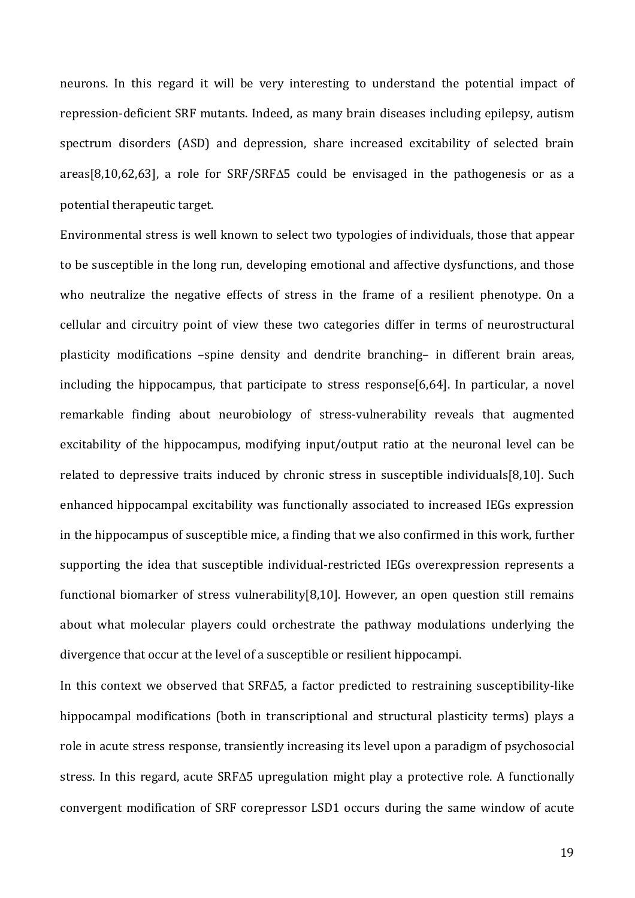neurons. In this regard it will be very interesting to understand the potential impact of repression-deficient SRF mutants. Indeed, as many brain diseases including epilepsy, autism spectrum disorders (ASD) and depression, share increased excitability of selected brain areas[8,10,62,63], a role for SRF/SRFΔ5 could be envisaged in the pathogenesis or as a potential therapeutic target.

Environmental stress is well known to select two typologies of individuals, those that appear to be susceptible in the long run, developing emotional and affective dysfunctions, and those who neutralize the negative effects of stress in the frame of a resilient phenotype. On a cellular and circuitry point of view these two categories differ in terms of neurostructural plasticity modifications –spine density and dendrite branching– in different brain areas, including the hippocampus, that participate to stress response[6,64]. In particular, a novel remarkable finding about neurobiology of stress-vulnerability reveals that augmented excitability of the hippocampus, modifying input/output ratio at the neuronal level can be related to depressive traits induced by chronic stress in susceptible individuals[8,10]. Such enhanced hippocampal excitability was functionally associated to increased IEGs expression in the hippocampus of susceptible mice, a finding that we also confirmed in this work, further supporting the idea that susceptible individual-restricted IEGs overexpression represents a functional biomarker of stress vulnerability[8,10]. However, an open question still remains about what molecular players could orchestrate the pathway modulations underlying the divergence that occur at the level of a susceptible or resilient hippocampi.

In this context we observed that SRFΔ5, a factor predicted to restraining susceptibility-like hippocampal modifications (both in transcriptional and structural plasticity terms) plays a role in acute stress response, transiently increasing its level upon a paradigm of psychosocial stress. In this regard, acute SRFΔ5 upregulation might play a protective role. A functionally convergent modification of SRF corepressor LSD1 occurs during the same window of acute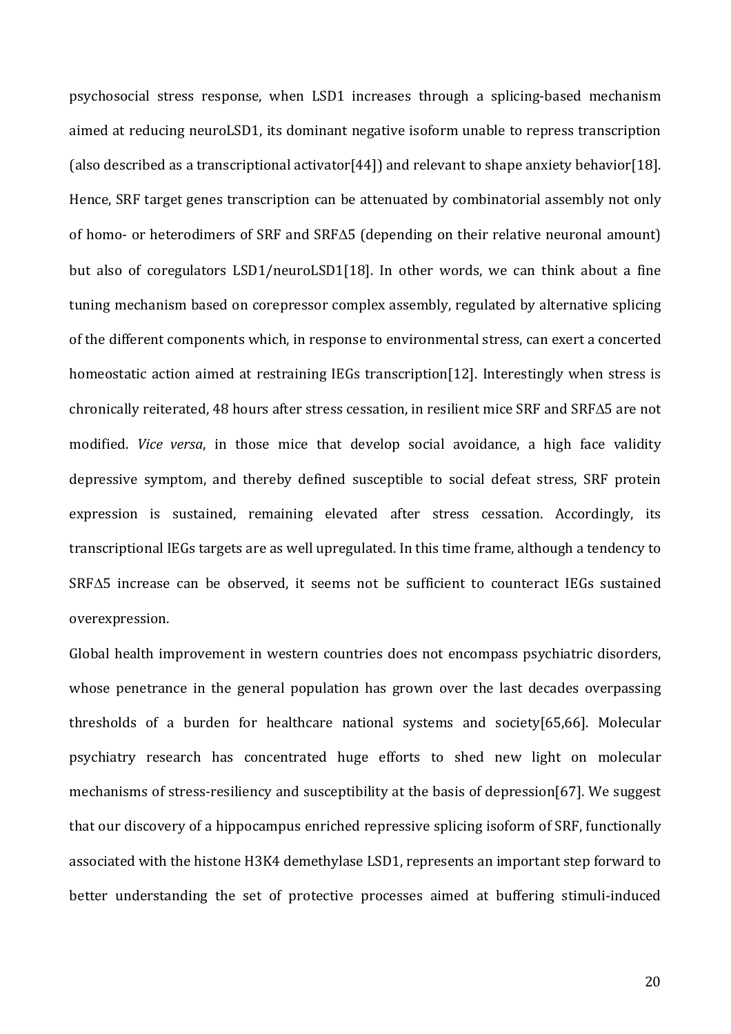psychosocial stress response, when LSD1 increases through a splicing-based mechanism aimed at reducing neuroLSD1, its dominant negative isoform unable to repress transcription (also described as a transcriptional activator[44]) and relevant to shape anxiety behavior[18]. Hence, SRF target genes transcription can be attenuated by combinatorial assembly not only of homo- or heterodimers of SRF and SRFΔ5 (depending on their relative neuronal amount) but also of coregulators LSD1/neuroLSD1[18]. In other words, we can think about a fine tuning mechanism based on corepressor complex assembly, regulated by alternative splicing of the different components which, in response to environmental stress, can exert a concerted homeostatic action aimed at restraining IEGs transcription[12]. Interestingly when stress is chronically reiterated, 48 hours after stress cessation, in resilient mice SRF and SRFΔ5 are not modified. *Vice versa*, in those mice that develop social avoidance, a high face validity depressive symptom, and thereby defined susceptible to social defeat stress, SRF protein expression is sustained, remaining elevated after stress cessation. Accordingly, its transcriptional IEGs targets are as well upregulated. In this time frame, although a tendency to SRFΔ5 increase can be observed, it seems not be sufficient to counteract IEGs sustained overexpression.

Global health improvement in western countries does not encompass psychiatric disorders, whose penetrance in the general population has grown over the last decades overpassing thresholds of a burden for healthcare national systems and society[65,66]. Molecular psychiatry research has concentrated huge efforts to shed new light on molecular mechanisms of stress-resiliency and susceptibility at the basis of depression[67]. We suggest that our discovery of a hippocampus enriched repressive splicing isoform of SRF, functionally associated with the histone H3K4 demethylase LSD1, represents an important step forward to better understanding the set of protective processes aimed at buffering stimuli-induced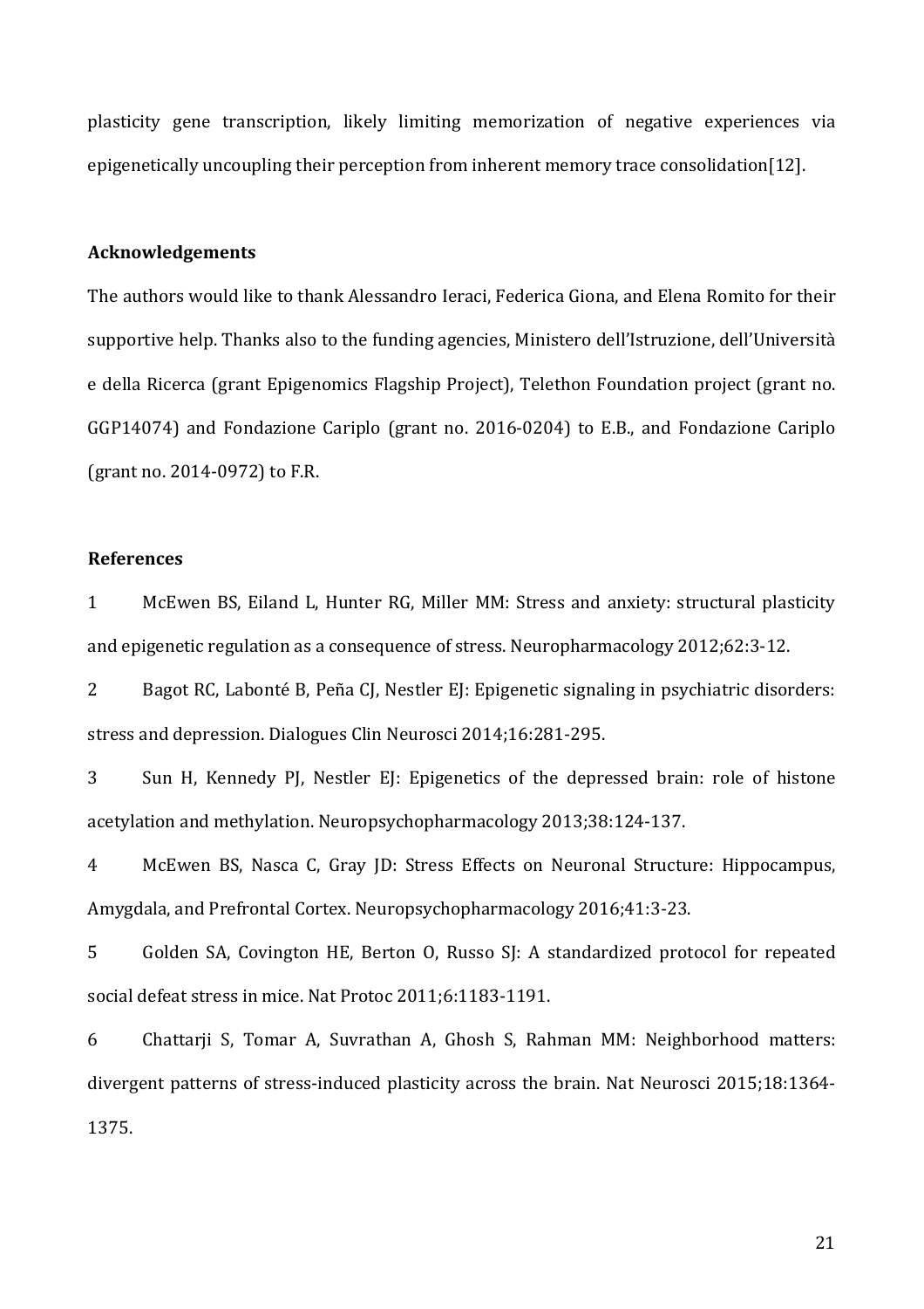plasticity gene transcription, likely limiting memorization of negative experiences via epigenetically uncoupling their perception from inherent memory trace consolidation[12].

## Acknowledgements

The authors would like to thank Alessandro Ieraci, Federica Giona, and Elena Romito for their supportive help. Thanks also to the funding agencies, Ministero dell'Istruzione, dell'Università e della Ricerca (grant Epigenomics Flagship Project), Telethon Foundation project (grant no. GGP14074) and Fondazione Cariplo (grant no. 2016-0204) to E.B., and Fondazione Cariplo (grant no. 2014-0972) to F.R.

## References

1 McEwen BS, Eiland L, Hunter RG, Miller MM: Stress and anxiety: structural plasticity and epigenetic regulation as a consequence of stress. Neuropharmacology 2012;62:3-12.

2 Bagot RC, Labonté B, Peña CJ, Nestler EJ: Epigenetic signaling in psychiatric disorders: stress and depression. Dialogues Clin Neurosci 2014;16:281-295.

3 Sun H, Kennedy PJ, Nestler EJ: Epigenetics of the depressed brain: role of histone acetylation and methylation. Neuropsychopharmacology 2013;38:124-137.

4 McEwen BS, Nasca C, Gray JD: Stress Effects on Neuronal Structure: Hippocampus, Amygdala, and Prefrontal Cortex. Neuropsychopharmacology 2016;41:3-23.

5 Golden SA, Covington HE, Berton O, Russo SJ: A standardized protocol for repeated social defeat stress in mice. Nat Protoc 2011;6:1183-1191.

6 Chattarji S, Tomar A, Suvrathan A, Ghosh S, Rahman MM: Neighborhood matters: divergent patterns of stress-induced plasticity across the brain. Nat Neurosci 2015;18:1364-1375.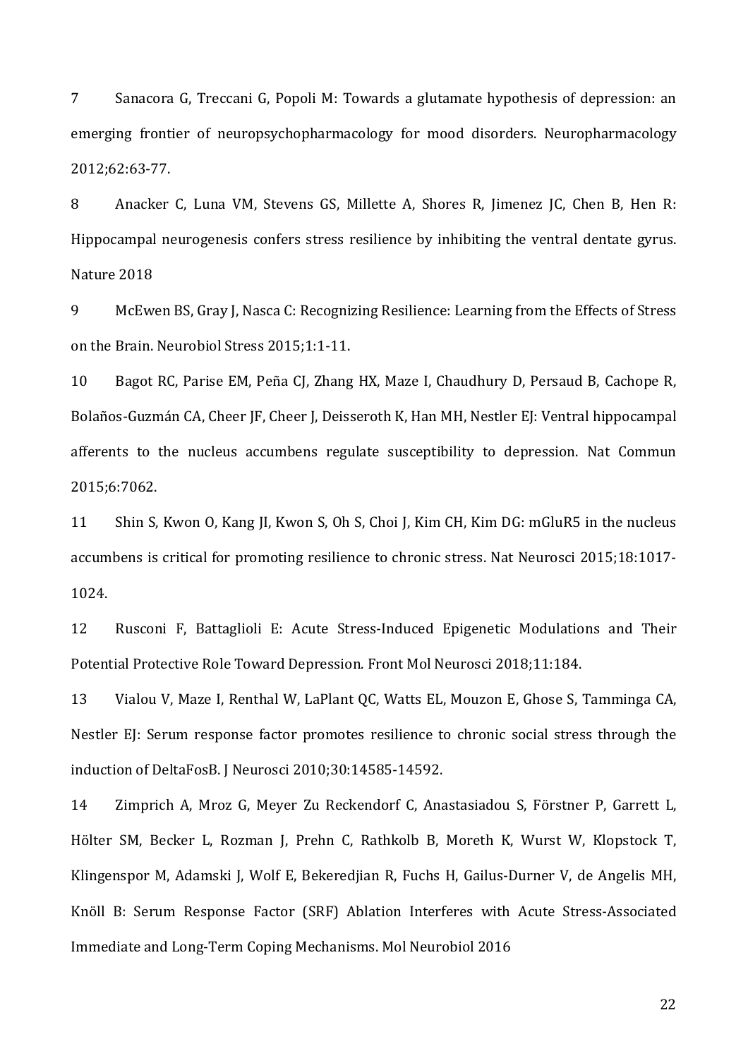7 Sanacora G, Treccani G, Popoli M: Towards a glutamate hypothesis of depression: an emerging frontier of neuropsychopharmacology for mood disorders. Neuropharmacology 2012;62:63-77.

8 Anacker C, Luna VM, Stevens GS, Millette A, Shores R, Jimenez JC, Chen B, Hen R: Hippocampal neurogenesis confers stress resilience by inhibiting the ventral dentate gyrus. Nature 2018

9 McEwen BS, Gray J, Nasca C: Recognizing Resilience: Learning from the Effects of Stress on the Brain. Neurobiol Stress 2015;1:1-11.

10 Bagot RC, Parise EM, Peña CJ, Zhang HX, Maze I, Chaudhury D, Persaud B, Cachope R, Bolaños-Guzmán CA, Cheer JF, Cheer J, Deisseroth K, Han MH, Nestler EJ: Ventral hippocampal afferents to the nucleus accumbens regulate susceptibility to depression. Nat Commun 2015;6:7062.

11 Shin S, Kwon O, Kang JI, Kwon S, Oh S, Choi J, Kim CH, Kim DG: mGluR5 in the nucleus accumbens is critical for promoting resilience to chronic stress. Nat Neurosci 2015;18:1017-1024.

12 Rusconi F, Battaglioli E: Acute Stress-Induced Epigenetic Modulations and Their Potential Protective Role Toward Depression. Front Mol Neurosci 2018;11:184.

13 Vialou V, Maze I, Renthal W, LaPlant QC, Watts EL, Mouzon E, Ghose S, Tamminga CA, Nestler EJ: Serum response factor promotes resilience to chronic social stress through the induction of DeltaFosB. J Neurosci 2010;30:14585-14592.

14 Zimprich A, Mroz G, Meyer Zu Reckendorf C, Anastasiadou S, Förstner P, Garrett L, Hölter SM, Becker L, Rozman J, Prehn C, Rathkolb B, Moreth K, Wurst W, Klopstock T, Klingenspor M, Adamski J, Wolf E, Bekeredjian R, Fuchs H, Gailus-Durner V, de Angelis MH, Knöll B: Serum Response Factor (SRF) Ablation Interferes with Acute Stress-Associated Immediate and Long-Term Coping Mechanisms. Mol Neurobiol 2016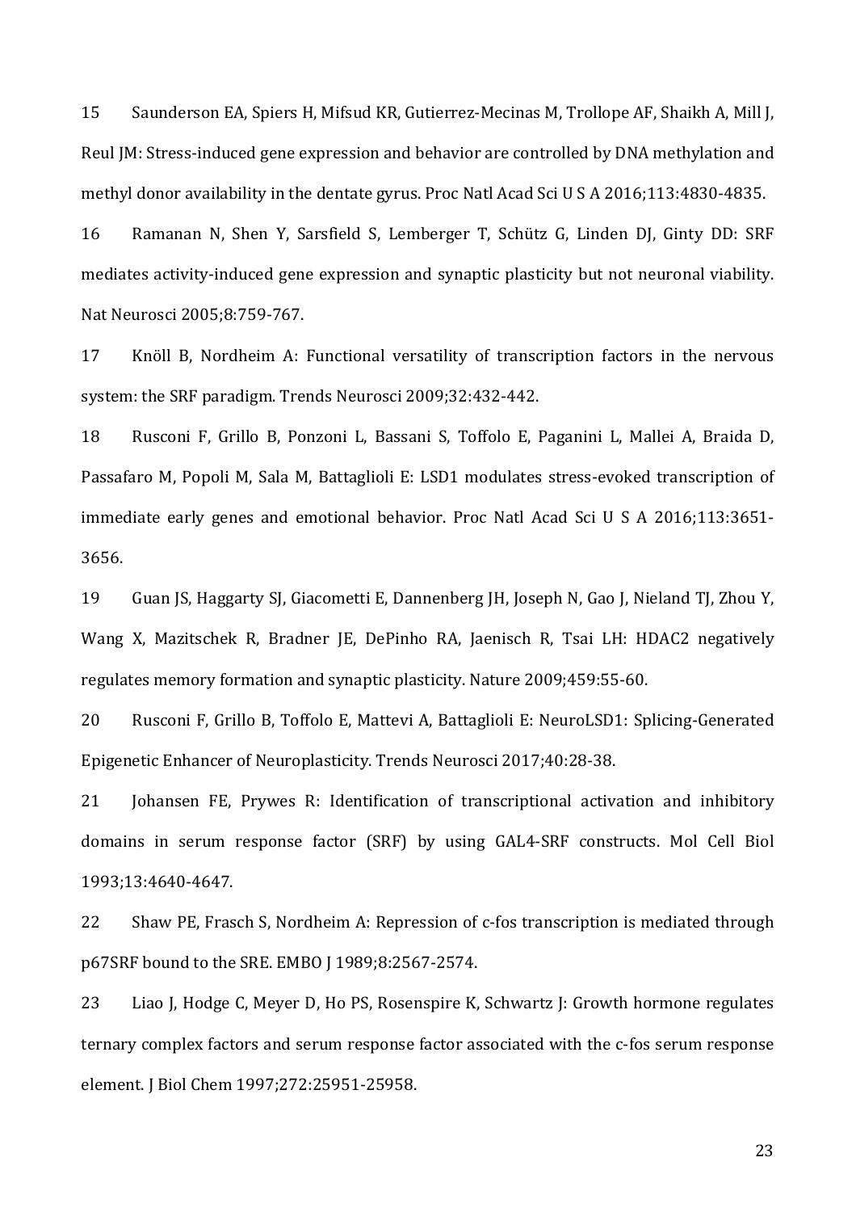15 Saunderson EA, Spiers H, Mifsud KR, Gutierrez-Mecinas M, Trollope AF, Shaikh A, Mill J, Reul JM: Stress-induced gene expression and behavior are controlled by DNA methylation and methyl donor availability in the dentate gyrus. Proc Natl Acad Sci U S A 2016;113:4830-4835.

16 Ramanan N, Shen Y, Sarsfield S, Lemberger T, Schütz G, Linden DJ, Ginty DD: SRF mediates activity-induced gene expression and synaptic plasticity but not neuronal viability. Nat Neurosci 2005;8:759-767.

17 Knöll B, Nordheim A: Functional versatility of transcription factors in the nervous system: the SRF paradigm. Trends Neurosci 2009;32:432-442.

18 Rusconi F, Grillo B, Ponzoni L, Bassani S, Toffolo E, Paganini L, Mallei A, Braida D, Passafaro M, Popoli M, Sala M, Battaglioli E: LSD1 modulates stress-evoked transcription of immediate early genes and emotional behavior. Proc Natl Acad Sci U S A 2016;113:3651-3656.

19 Guan JS, Haggarty SJ, Giacometti E, Dannenberg JH, Joseph N, Gao J, Nieland TJ, Zhou Y, Wang X, Mazitschek R, Bradner JE, DePinho RA, Jaenisch R, Tsai LH: HDAC2 negatively regulates memory formation and synaptic plasticity. Nature 2009;459:55-60.

20 Rusconi F, Grillo B, Toffolo E, Mattevi A, Battaglioli E: NeuroLSD1: Splicing-Generated Epigenetic Enhancer of Neuroplasticity. Trends Neurosci 2017;40:28-38.

21 Johansen FE, Prywes R: Identification of transcriptional activation and inhibitory domains in serum response factor (SRF) by using GAL4-SRF constructs. Mol Cell Biol 1993;13:4640-4647.

22 Shaw PE, Frasch S, Nordheim A: Repression of c-fos transcription is mediated through p67SRF bound to the SRE. EMBO J 1989;8:2567-2574.

23 Liao J, Hodge C, Meyer D, Ho PS, Rosenspire K, Schwartz J: Growth hormone regulates ternary complex factors and serum response factor associated with the c-fos serum response element. J Biol Chem 1997;272:25951-25958.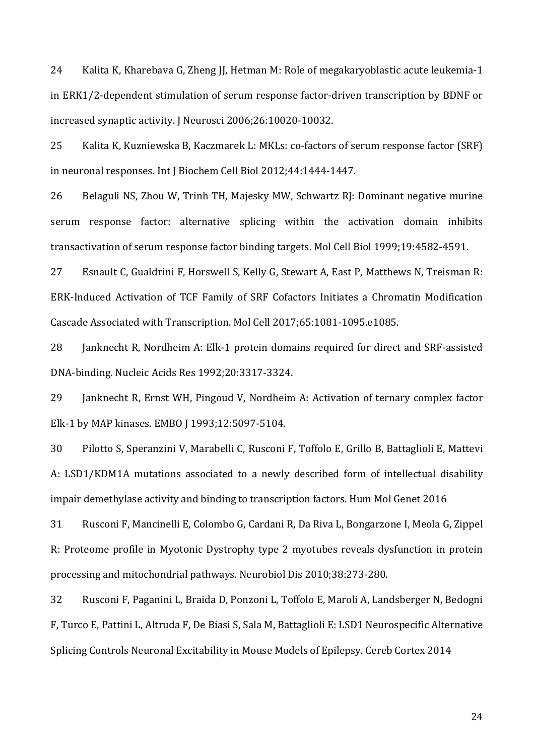24 Kalita K, Kharebava G, Zheng JJ, Hetman M: Role of megakaryoblastic acute leukemia-1 in ERK1/2-dependent stimulation of serum response factor-driven transcription by BDNF or increased synaptic activity. J Neurosci 2006;26:10020-10032.

25 Kalita K, Kuzniewska B, Kaczmarek L: MKLs: co-factors of serum response factor (SRF) in neuronal responses. Int J Biochem Cell Biol 2012;44:1444-1447.

26 Belaguli NS, Zhou W, Trinh TH, Majesky MW, Schwartz RJ: Dominant negative murine serum response factor: alternative splicing within the activation domain inhibits transactivation of serum response factor binding targets. Mol Cell Biol 1999;19:4582-4591.

27 Esnault C, Gualdrini F, Horswell S, Kelly G, Stewart A, East P, Matthews N, Treisman R: ERK-Induced Activation of TCF Family of SRF Cofactors Initiates a Chromatin Modification Cascade Associated with Transcription. Mol Cell 2017;65:1081-1095.e1085.

28 Janknecht R, Nordheim A: Elk-1 protein domains required for direct and SRF-assisted DNA-binding. Nucleic Acids Res 1992;20:3317-3324.

29 Janknecht R, Ernst WH, Pingoud V, Nordheim A: Activation of ternary complex factor Elk-1 by MAP kinases. EMBO J 1993;12:5097-5104.

30 Pilotto S, Speranzini V, Marabelli C, Rusconi F, Toffolo E, Grillo B, Battaglioli E, Mattevi A: LSD1/KDM1A mutations associated to a newly described form of intellectual disability impair demethylase activity and binding to transcription factors. Hum Mol Genet 2016

31 Rusconi F, Mancinelli E, Colombo G, Cardani R, Da Riva L, Bongarzone I, Meola G, Zippel R: Proteome profile in Myotonic Dystrophy type 2 myotubes reveals dysfunction in protein processing and mitochondrial pathways. Neurobiol Dis 2010;38:273-280.

32 Rusconi F, Paganini L, Braida D, Ponzoni L, Toffolo E, Maroli A, Landsberger N, Bedogni F, Turco E, Pattini L, Altruda F, De Biasi S, Sala M, Battaglioli E: LSD1 Neurospecific Alternative Splicing Controls Neuronal Excitability in Mouse Models of Epilepsy. Cereb Cortex 2014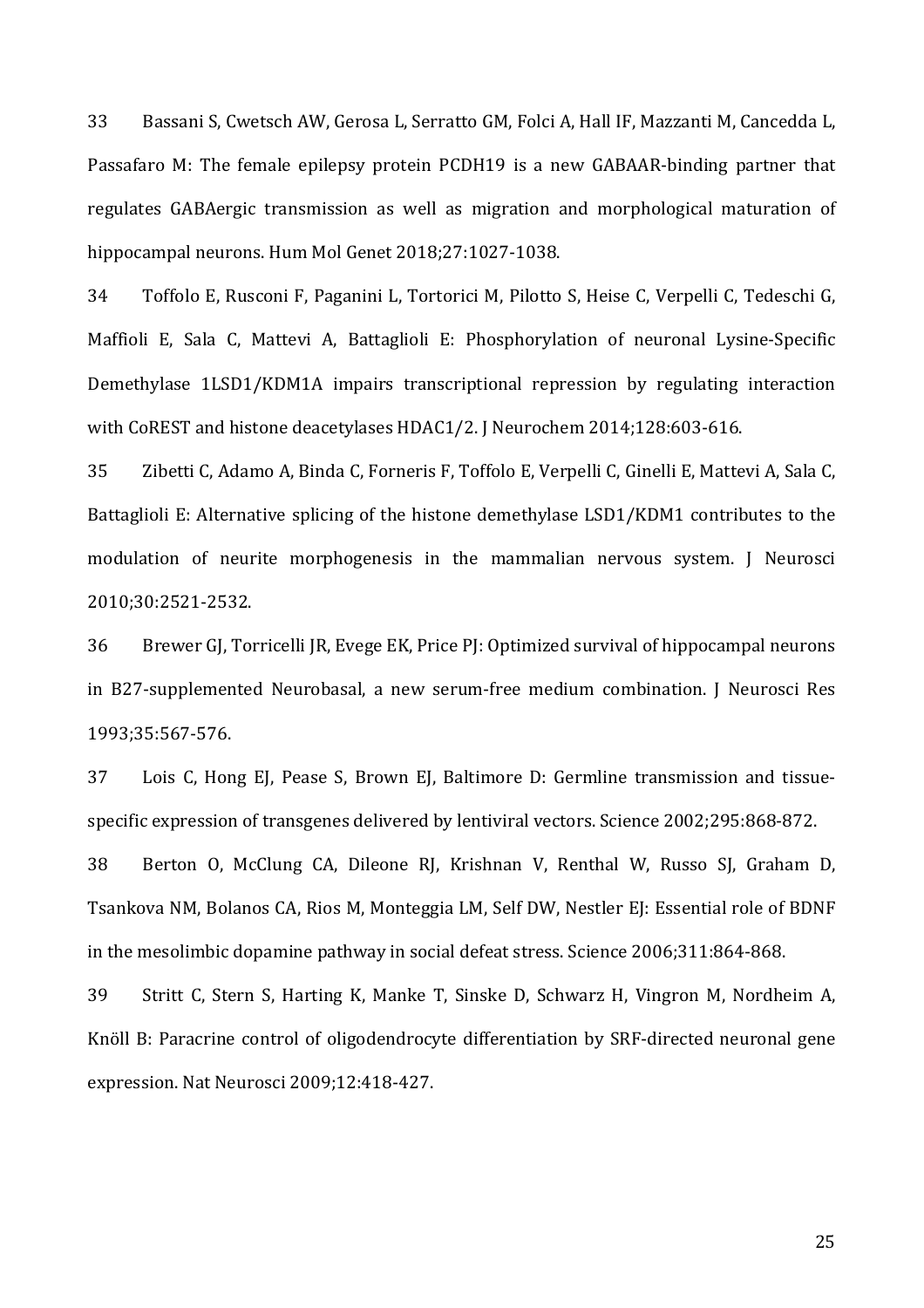33 Bassani S, Cwetsch AW, Gerosa L, Serratto GM, Folci A, Hall IF, Mazzanti M, Cancedda L, Passafaro M: The female epilepsy protein PCDH19 is a new GABAAR-binding partner that regulates GABAergic transmission as well as migration and morphological maturation of hippocampal neurons. Hum Mol Genet 2018;27:1027-1038.

34 Toffolo E, Rusconi F, Paganini L, Tortorici M, Pilotto S, Heise C, Verpelli C, Tedeschi G, Maffioli E, Sala C, Mattevi A, Battaglioli E: Phosphorylation of neuronal Lysine-Specific Demethylase 1LSD1/KDM1A impairs transcriptional repression by regulating interaction with CoREST and histone deacetylases HDAC1/2. J Neurochem 2014;128:603-616.

35 Zibetti C, Adamo A, Binda C, Forneris F, Toffolo E, Verpelli C, Ginelli E, Mattevi A, Sala C, Battaglioli E: Alternative splicing of the histone demethylase LSD1/KDM1 contributes to the modulation of neurite morphogenesis in the mammalian nervous system. J Neurosci 2010;30:2521-2532.

36 Brewer GJ, Torricelli JR, Evege EK, Price PJ: Optimized survival of hippocampal neurons in B27-supplemented Neurobasal, a new serum-free medium combination. J Neurosci Res 1993;35:567-576.

37 Lois C, Hong EJ, Pease S, Brown EJ, Baltimore D: Germline transmission and tissue-specific expression of transgenes delivered by lentiviral vectors. Science 2002;295:868-872.

38 Berton O, McClung CA, Dileone RJ, Krishnan V, Renthal W, Russo SJ, Graham D, Tsankova NM, Bolanos CA, Rios M, Monteggia LM, Self DW, Nestler EJ: Essential role of BDNF in the mesolimbic dopamine pathway in social defeat stress. Science 2006;311:864-868.

39 Stritt C, Stern S, Harting K, Manke T, Sinske D, Schwarz H, Vingron M, Nordheim A, Knöll B: Paracrine control of oligodendrocyte differentiation by SRF-directed neuronal gene expression. Nat Neurosci 2009;12:418-427.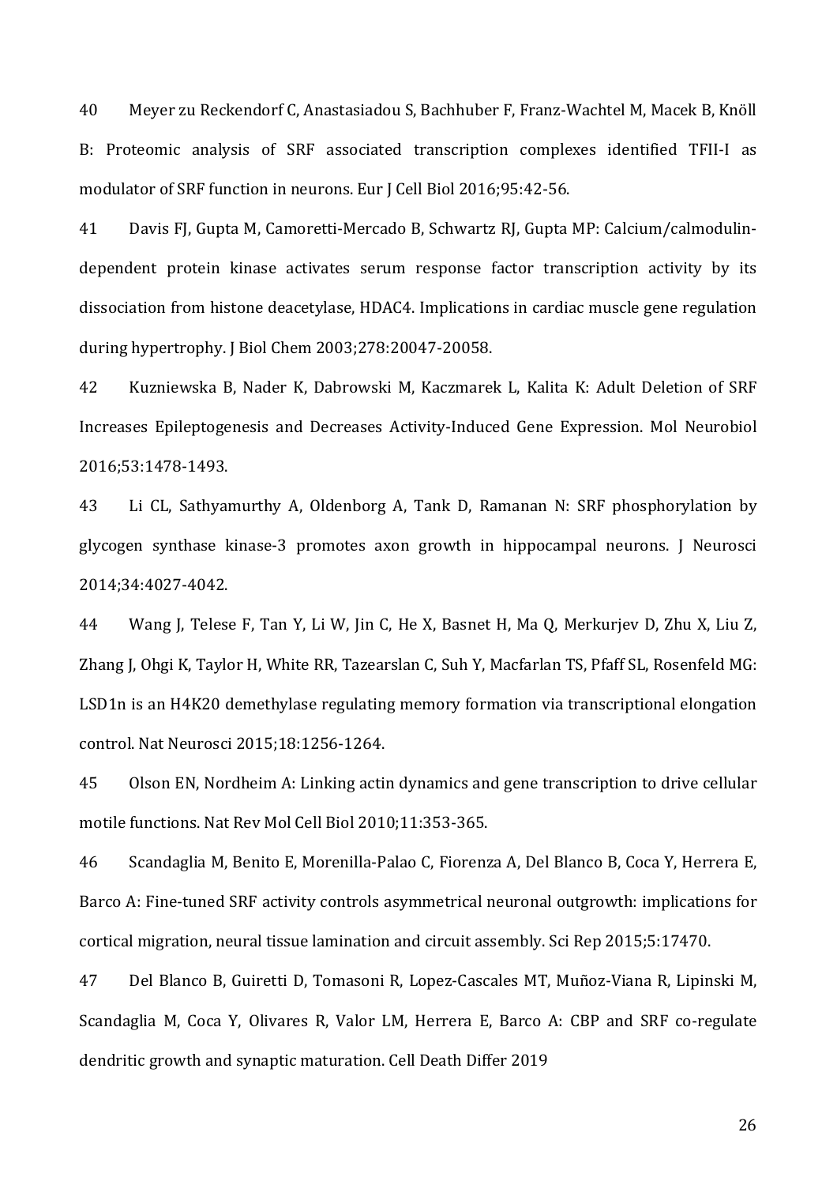40 Meyer zu Reckendorf C, Anastasiadou S, Bachhuber F, Franz-Wachtel M, Macek B, Knöll B: Proteomic analysis of SRF associated transcription complexes identified TFII-I as modulator of SRF function in neurons. Eur J Cell Biol 2016;95:42-56.

41 Davis FJ, Gupta M, Camoretti-Mercado B, Schwartz RJ, Gupta MP: Calcium/calmodulin-dependent protein kinase activates serum response factor transcription activity by its dissociation from histone deacetylase, HDAC4. Implications in cardiac muscle gene regulation during hypertrophy. J Biol Chem 2003;278:20047-20058.

42 Kuzniewska B, Nader K, Dabrowski M, Kaczmarek L, Kalita K: Adult Deletion of SRF Increases Epileptogenesis and Decreases Activity-Induced Gene Expression. Mol Neurobiol 2016;53:1478-1493.

43 Li CL, Sathyamurthy A, Oldenborg A, Tank D, Ramanan N: SRF phosphorylation by glycogen synthase kinase-3 promotes axon growth in hippocampal neurons. J Neurosci 2014;34:4027-4042.

44 Wang J, Telese F, Tan Y, Li W, Jin C, He X, Basnet H, Ma Q, Merkurjev D, Zhu X, Liu Z, Zhang J, Ohgi K, Taylor H, White RR, Tazearslan C, Suh Y, Macfarlan TS, Pfaff SL, Rosenfeld MG: LSD1n is an H4K20 demethylase regulating memory formation via transcriptional elongation control. Nat Neurosci 2015;18:1256-1264.

45 Olson EN, Nordheim A: Linking actin dynamics and gene transcription to drive cellular motile functions. Nat Rev Mol Cell Biol 2010;11:353-365.

46 Scandaglia M, Benito E, Morenilla-Palao C, Fiorenza A, Del Blanco B, Coca Y, Herrera E, Barco A: Fine-tuned SRF activity controls asymmetrical neuronal outgrowth: implications for cortical migration, neural tissue lamination and circuit assembly. Sci Rep 2015;5:17470.

47 Del Blanco B, Guiretti D, Tomasoni R, Lopez-Cascales MT, Muñoz-Viana R, Lipinski M, Scandaglia M, Coca Y, Olivares R, Valor LM, Herrera E, Barco A: CBP and SRF co-regulate dendritic growth and synaptic maturation. Cell Death Differ 2019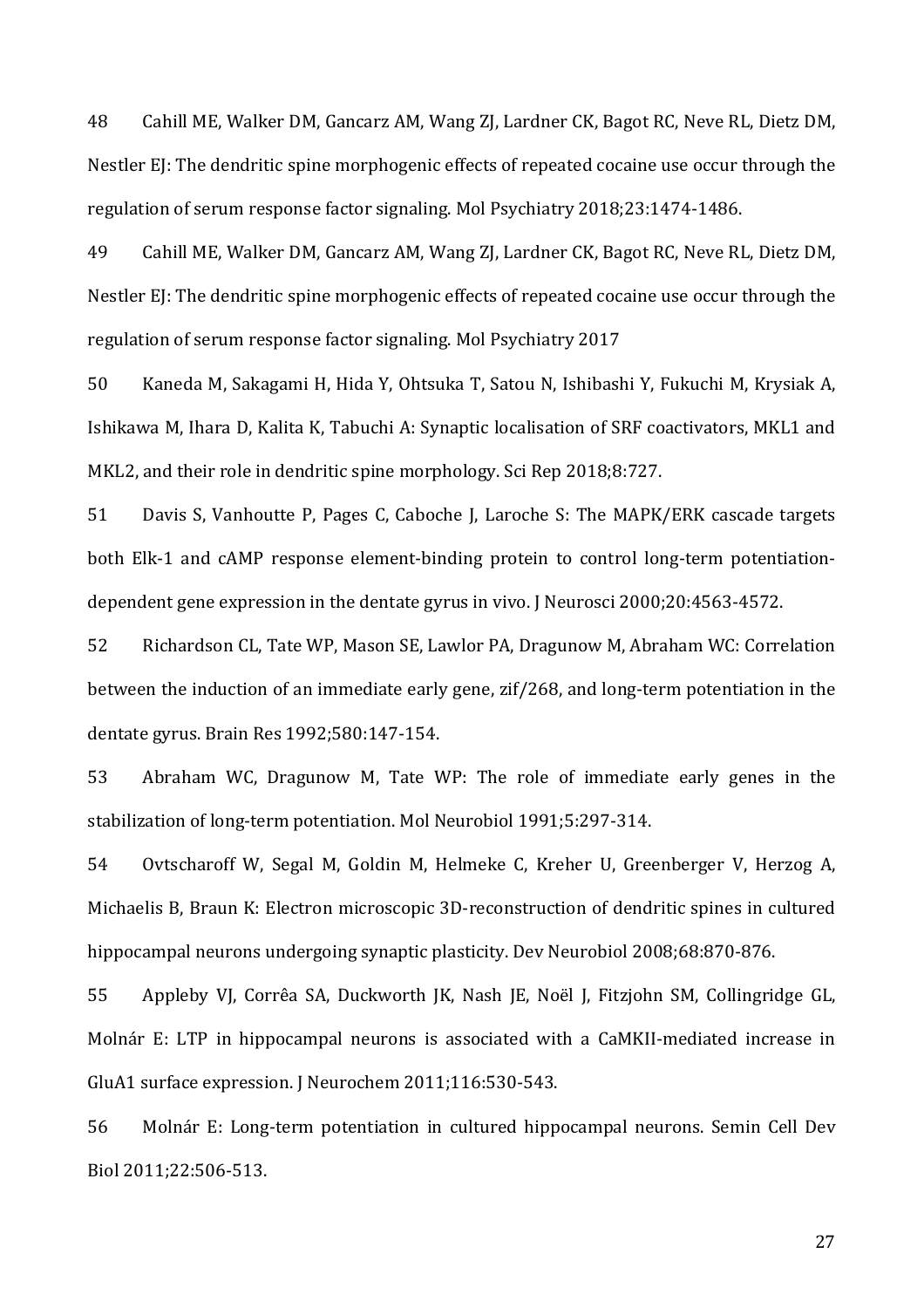48 Cahill ME, Walker DM, Gancarz AM, Wang ZJ, Lardner CK, Bagot RC, Neve RL, Dietz DM, Nestler EJ: The dendritic spine morphogenic effects of repeated cocaine use occur through the regulation of serum response factor signaling. Mol Psychiatry 2018;23:1474-1486.

49 Cahill ME, Walker DM, Gancarz AM, Wang ZJ, Lardner CK, Bagot RC, Neve RL, Dietz DM, Nestler EJ: The dendritic spine morphogenic effects of repeated cocaine use occur through the regulation of serum response factor signaling. Mol Psychiatry 2017

50 Kaneda M, Sakagami H, Hida Y, Ohtsuka T, Satou N, Ishibashi Y, Fukuchi M, Krysiak A, Ishikawa M, Ihara D, Kalita K, Tabuchi A: Synaptic localisation of SRF coactivators, MKL1 and MKL2, and their role in dendritic spine morphology. Sci Rep 2018;8:727.

51 Davis S, Vanhoutte P, Pages C, Caboche J, Laroche S: The MAPK/ERK cascade targets both Elk-1 and cAMP response element-binding protein to control long-term potentiation-dependent gene expression in the dentate gyrus in vivo. J Neurosci 2000;20:4563-4572.

52 Richardson CL, Tate WP, Mason SE, Lawlor PA, Dragunow M, Abraham WC: Correlation between the induction of an immediate early gene, zif/268, and long-term potentiation in the dentate gyrus. Brain Res 1992;580:147-154.

53 Abraham WC, Dragunow M, Tate WP: The role of immediate early genes in the stabilization of long-term potentiation. Mol Neurobiol 1991;5:297-314.

54 Ovtscharoff W, Segal M, Goldin M, Helmeke C, Kreher U, Greenberger V, Herzog A, Michaelis B, Braun K: Electron microscopic 3D-reconstruction of dendritic spines in cultured hippocampal neurons undergoing synaptic plasticity. Dev Neurobiol 2008;68:870-876.

55 Appleby VJ, Corrêa SA, Duckworth JK, Nash JE, Noël J, Fitzjohn SM, Collingridge GL, Molnár E: LTP in hippocampal neurons is associated with a CaMKII-mediated increase in GluA1 surface expression. J Neurochem 2011;116:530-543.

56 Molnár E: Long-term potentiation in cultured hippocampal neurons. Semin Cell Dev Biol 2011;22:506-513.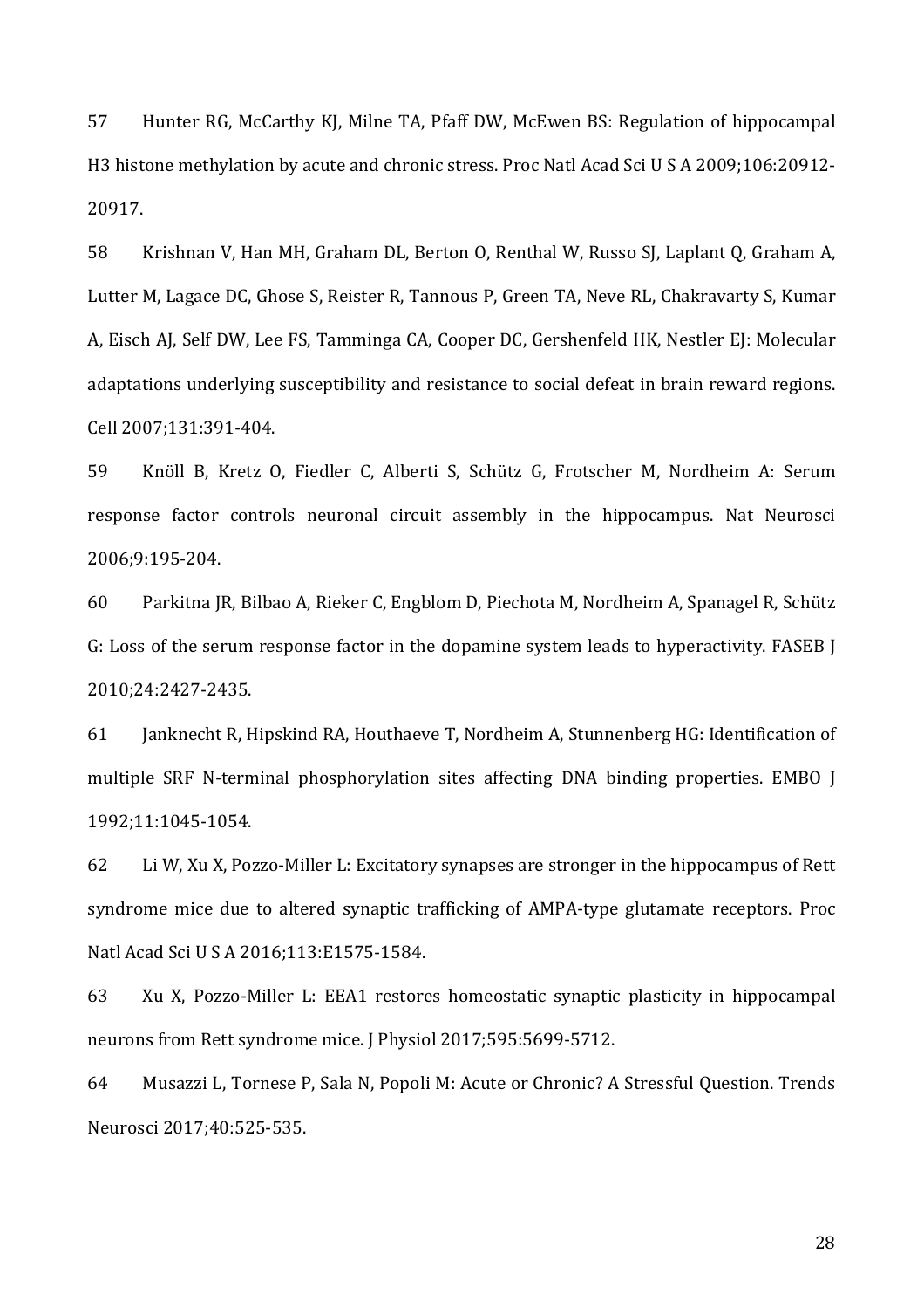57 Hunter RG, McCarthy KJ, Milne TA, Pfaff DW, McEwen BS: Regulation of hippocampal H3 histone methylation by acute and chronic stress. Proc Natl Acad Sci U S A 2009;106:20912-20917.

58 Krishnan V, Han MH, Graham DL, Berton O, Renthal W, Russo SJ, Laplant Q, Graham A, Lutter M, Lagace DC, Ghose S, Reister R, Tannous P, Green TA, Neve RL, Chakravarty S, Kumar A, Eisch AJ, Self DW, Lee FS, Tamminga CA, Cooper DC, Gershenfeld HK, Nestler EJ: Molecular adaptations underlying susceptibility and resistance to social defeat in brain reward regions. Cell 2007;131:391-404.

59 Knöll B, Kretz O, Fiedler C, Alberti S, Schütz G, Frotscher M, Nordheim A: Serum response factor controls neuronal circuit assembly in the hippocampus. Nat Neurosci 2006;9:195-204.

60 Parkitna JR, Bilbao A, Rieker C, Engblom D, Piechota M, Nordheim A, Spanagel R, Schütz G: Loss of the serum response factor in the dopamine system leads to hyperactivity. FASEB J 2010;24:2427-2435.

61 Janknecht R, Hipskind RA, Houthaeve T, Nordheim A, Stunnenberg HG: Identification of multiple SRF N-terminal phosphorylation sites affecting DNA binding properties. EMBO J 1992;11:1045-1054.

62 Li W, Xu X, Pozzo-Miller L: Excitatory synapses are stronger in the hippocampus of Rett syndrome mice due to altered synaptic trafficking of AMPA-type glutamate receptors. Proc Natl Acad Sci U S A 2016;113:E1575-1584.

63 Xu X, Pozzo-Miller L: EEA1 restores homeostatic synaptic plasticity in hippocampal neurons from Rett syndrome mice. J Physiol 2017;595:5699-5712.

64 Musazzi L, Tornese P, Sala N, Popoli M: Acute or Chronic? A Stressful Question. Trends Neurosci 2017;40:525-535.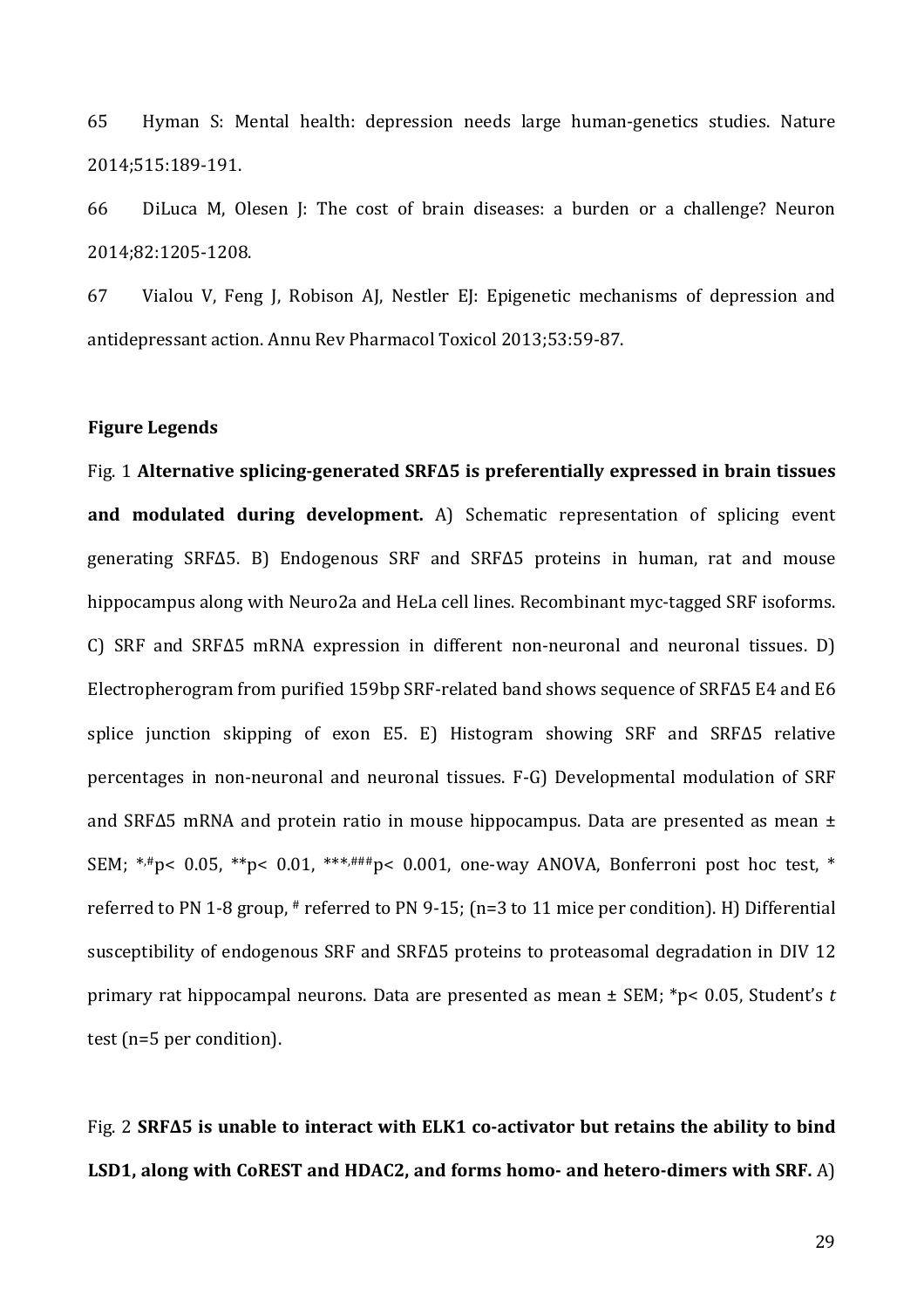65 Hyman S: Mental health: depression needs large human-genetics studies. Nature 2014;515:189-191.

66 DiLuca M, Olesen J: The cost of brain diseases: a burden or a challenge? Neuron 2014;82:1205-1208.

67 Vialou V, Feng J, Robison AJ, Nestler EJ: Epigenetic mechanisms of depression and antidepressant action. Annu Rev Pharmacol Toxicol 2013;53:59-87.

### Figure Legends

Fig. 1 **Alternative splicing-generated SRFΔ5 is preferentially expressed in brain tissues and modulated during development.** A) Schematic representation of splicing event generating SRFΔ5. B) Endogenous SRF and SRFΔ5 proteins in human, rat and mouse hippocampus along with Neuro2a and HeLa cell lines. Recombinant myc-tagged SRF isoforms. C) SRF and SRFΔ5 mRNA expression in different non-neuronal and neuronal tissues. D) Electropherogram from purified 159bp SRF-related band shows sequence of SRFΔ5 E4 and E6 splice junction skipping of exon E5. E) Histogram showing SRF and SRFΔ5 relative percentages in non-neuronal and neuronal tissues. F-G) Developmental modulation of SRF and SRFΔ5 mRNA and protein ratio in mouse hippocampus. Data are presented as mean ± SEM; $^{*,\#}p < 0.05$, $^{**}p < 0.01$, $^{***,\#\#\#}p < 0.001$, one-way ANOVA, Bonferroni post hoc test, * referred to PN 1-8 group, # referred to PN 9-15; (n=3 to 11 mice per condition). H) Differential susceptibility of endogenous SRF and SRFΔ5 proteins to proteasomal degradation in DIV 12 primary rat hippocampal neurons. Data are presented as mean ± SEM; $^{*}p < 0.05$, Student's *t* test (n=5 per condition).

Fig. 2 **SRFΔ5 is unable to interact with ELK1 co-activator but retains the ability to bind LSD1, along with CoREST and HDAC2, and forms homo- and hetero-dimers with SRF.** A)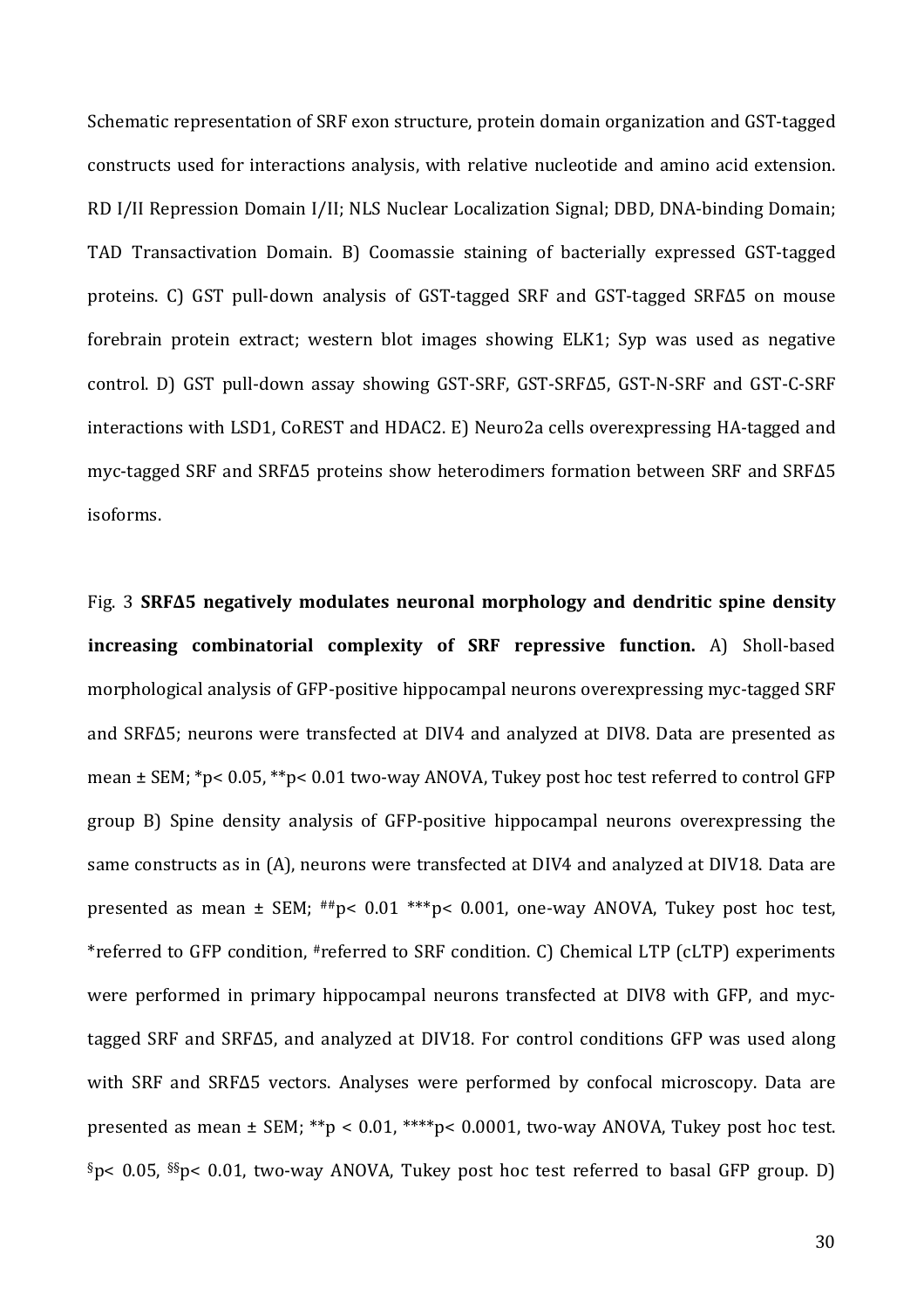Schematic representation of SRF exon structure, protein domain organization and GST-tagged constructs used for interactions analysis, with relative nucleotide and amino acid extension. RD I/II Repression Domain I/II; NLS Nuclear Localization Signal; DBD, DNA-binding Domain; TAD Transactivation Domain. B) Coomassie staining of bacterially expressed GST-tagged proteins. C) GST pull-down analysis of GST-tagged SRF and GST-tagged SRFΔ5 on mouse forebrain protein extract; western blot images showing ELK1; Syp was used as negative control. D) GST pull-down assay showing GST-SRF, GST-SRFΔ5, GST-N-SRF and GST-C-SRF interactions with LSD1, CoREST and HDAC2. E) Neuro2a cells overexpressing HA-tagged and myc-tagged SRF and SRFΔ5 proteins show heterodimers formation between SRF and SRFΔ5 isoforms.

Fig. 3 **SRFΔ5 negatively modulates neuronal morphology and dendritic spine density increasing combinatorial complexity of SRF repressive function.** A) Sholl-based morphological analysis of GFP-positive hippocampal neurons overexpressing myc-tagged SRF and SRFΔ5; neurons were transfected at DIV4 and analyzed at DIV8. Data are presented as mean ± SEM; \*$p < 0.05$, \*\*$p < 0.01$ two-way ANOVA, Tukey post hoc test referred to control GFP group B) Spine density analysis of GFP-positive hippocampal neurons overexpressing the same constructs as in (A), neurons were transfected at DIV4 and analyzed at DIV18. Data are presented as mean ± SEM; ##$p < 0.01$ \*\*\*$p < 0.001$, one-way ANOVA, Tukey post hoc test, \*referred to GFP condition, #referred to SRF condition. C) Chemical LTP (cLTP) experiments were performed in primary hippocampal neurons transfected at DIV8 with GFP, and myc-tagged SRF and SRFΔ5, and analyzed at DIV18. For control conditions GFP was used along with SRF and SRFΔ5 vectors. Analyses were performed by confocal microscopy. Data are presented as mean ± SEM; \*\*$p < 0.01$, \*\*\*\*$p < 0.0001$, two-way ANOVA, Tukey post hoc test. §$p < 0.05$, §§$p < 0.01$, two-way ANOVA, Tukey post hoc test referred to basal GFP group. D)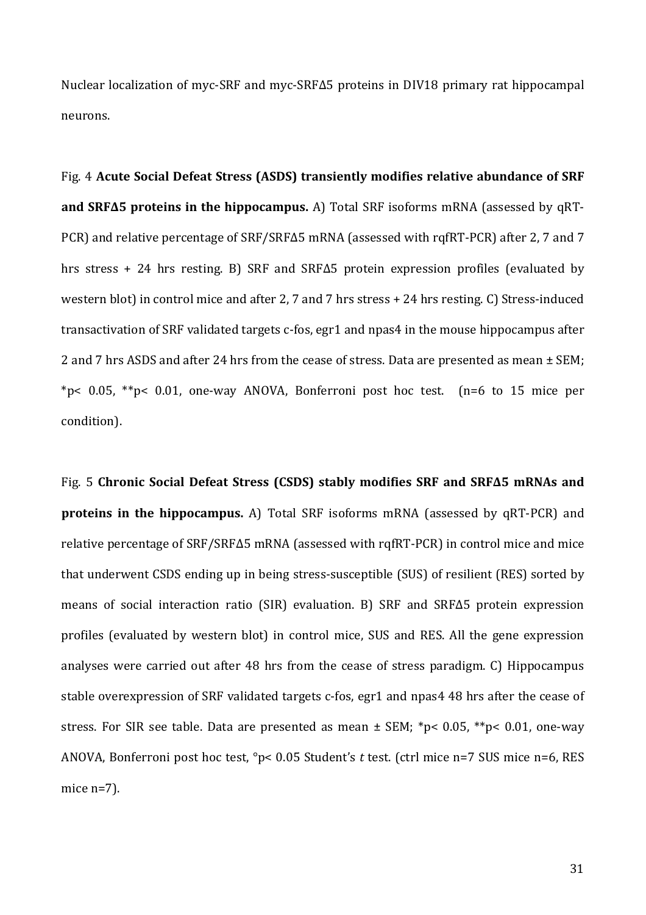Nuclear localization of myc-SRF and myc-SRFΔ5 proteins in DIV18 primary rat hippocampal neurons.

Fig. 4 **Acute Social Defeat Stress (ASDS) transiently modifies relative abundance of SRF and SRFΔ5 proteins in the hippocampus.** A) Total SRF isoforms mRNA (assessed by qRT-PCR) and relative percentage of SRF/SRFΔ5 mRNA (assessed with rqfRT-PCR) after 2, 7 and 7 hrs stress + 24 hrs resting. B) SRF and SRFΔ5 protein expression profiles (evaluated by western blot) in control mice and after 2, 7 and 7 hrs stress + 24 hrs resting. C) Stress-induced transactivation of SRF validated targets c-fos, egr1 and npas4 in the mouse hippocampus after 2 and 7 hrs ASDS and after 24 hrs from the cease of stress. Data are presented as mean ± SEM; \*$p < 0.05$, \*\*$p < 0.01$, one-way ANOVA, Bonferroni post hoc test. (n=6 to 15 mice per condition).

Fig. 5 **Chronic Social Defeat Stress (CSDS) stably modifies SRF and SRFΔ5 mRNAs and proteins in the hippocampus.** A) Total SRF isoforms mRNA (assessed by qRT-PCR) and relative percentage of SRF/SRFΔ5 mRNA (assessed with rqfRT-PCR) in control mice and mice that underwent CSDS ending up in being stress-susceptible (SUS) of resilient (RES) sorted by means of social interaction ratio (SIR) evaluation. B) SRF and SRFΔ5 protein expression profiles (evaluated by western blot) in control mice, SUS and RES. All the gene expression analyses were carried out after 48 hrs from the cease of stress paradigm. C) Hippocampus stable overexpression of SRF validated targets c-fos, egr1 and npas4 48 hrs after the cease of stress. For SIR see table. Data are presented as mean ± SEM; \*$p < 0.05$, \*\*$p < 0.01$, one-way ANOVA, Bonferroni post hoc test, °$p < 0.05$ Student's *t* test. (ctrl mice n=7 SUS mice n=6, RES mice n=7).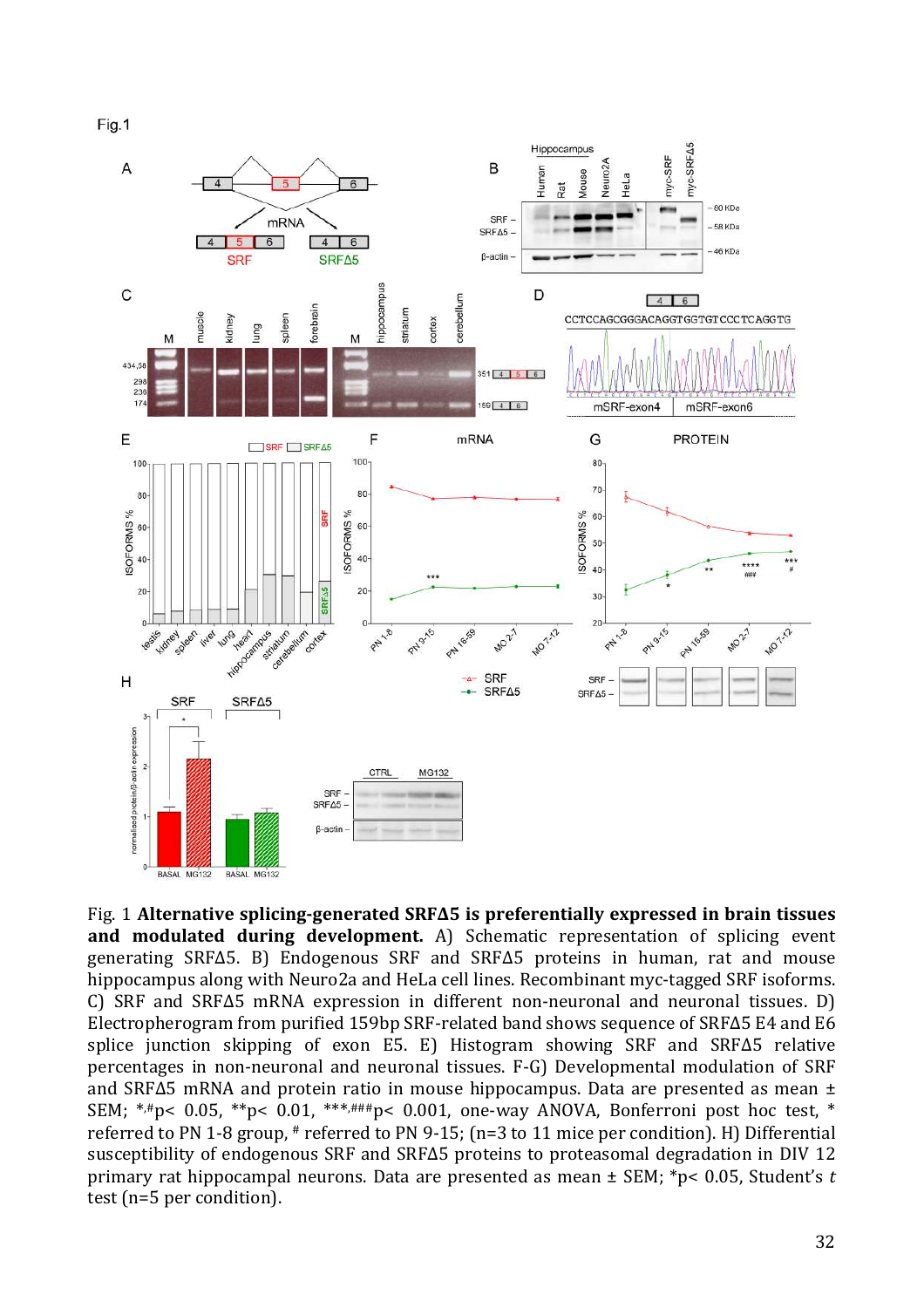Fig.1

Fig. 1 **Alternative splicing-generated SRFΔ5 is preferentially expressed in brain tissues and modulated during development.** A) Schematic representation of splicing event generating SRFΔ5. B) Endogenous SRF and SRFΔ5 proteins in human, rat and mouse hippocampus along with Neuro2a and HeLa cell lines. Recombinant myc-tagged SRF isoforms. C) SRF and SRFΔ5 mRNA expression in different non-neuronal and neuronal tissues. D) Electropherogram from purified 159bp SRF-related band shows sequence of SRFΔ5 E4 and E6 splice junction skipping of exon E5. E) Histogram showing SRF and SRFΔ5 relative percentages in non-neuronal and neuronal tissues. F-G) Developmental modulation of SRF and SRFΔ5 mRNA and protein ratio in mouse hippocampus. Data are presented as mean ± SEM; *,#p< 0.05, **p< 0.01, ***,###p< 0.001, one-way ANOVA, Bonferroni post hoc test, * referred to PN 1-8 group, # referred to PN 9-15; (n=3 to 11 mice per condition). H) Differential susceptibility of endogenous SRF and SRFΔ5 proteins to proteasomal degradation in DIV 12 primary rat hippocampal neurons. Data are presented as mean ± SEM; *p< 0.05, Student's *t* test (n=5 per condition).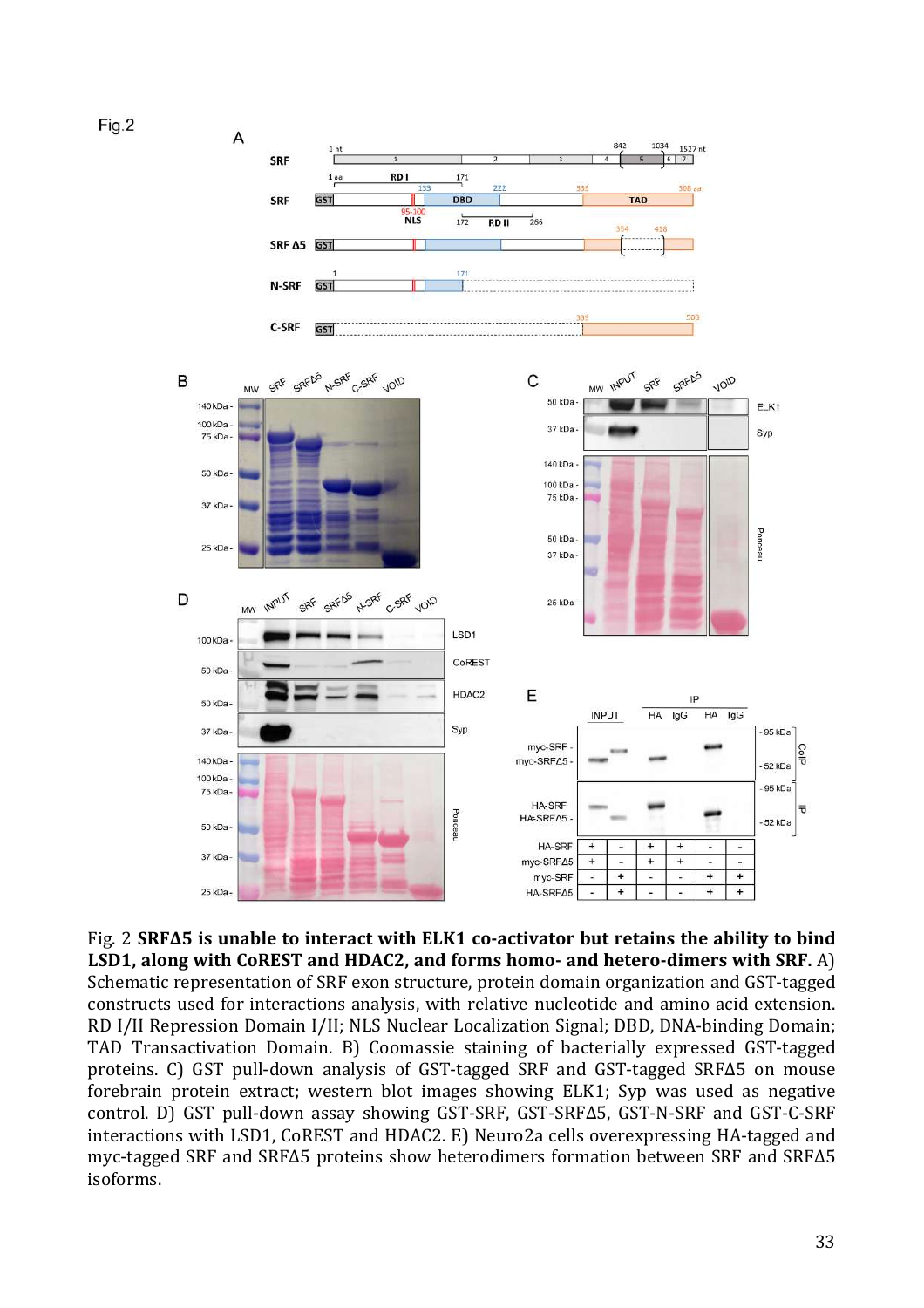Fig.2

Fig. 2 **SRFΔ5 is unable to interact with ELK1 co-activator but retains the ability to bind LSD1, along with CoREST and HDAC2, and forms homo- and hetero-dimers with SRF.** A) Schematic representation of SRF exon structure, protein domain organization and GST-tagged constructs used for interactions analysis, with relative nucleotide and amino acid extension. RD I/II Repression Domain I/II; NLS Nuclear Localization Signal; DBD, DNA-binding Domain; TAD Transactivation Domain. B) Coomassie staining of bacterially expressed GST-tagged proteins. C) GST pull-down analysis of GST-tagged SRF and GST-tagged SRFΔ5 on mouse forebrain protein extract; western blot images showing ELK1; Syp was used as negative control. D) GST pull-down assay showing GST-SRF, GST-SRFΔ5, GST-N-SRF and GST-C-SRF interactions with LSD1, CoREST and HDAC2. E) Neuro2a cells overexpressing HA-tagged and myc-tagged SRF and SRFΔ5 proteins show heterodimers formation between SRF and SRFΔ5 isoforms.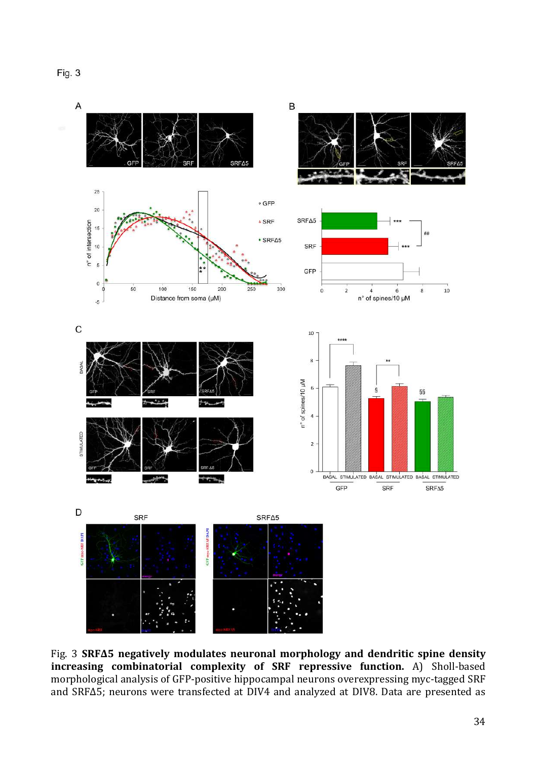Fig. 3

Fig. 3 **SRFΔ5 negatively modulates neuronal morphology and dendritic spine density increasing combinatorial complexity of SRF repressive function.** A) Sholl-based morphological analysis of GFP-positive hippocampal neurons overexpressing myc-tagged SRF and SRFΔ5; neurons were transfected at DIV4 and analyzed at DIV8. Data are presented as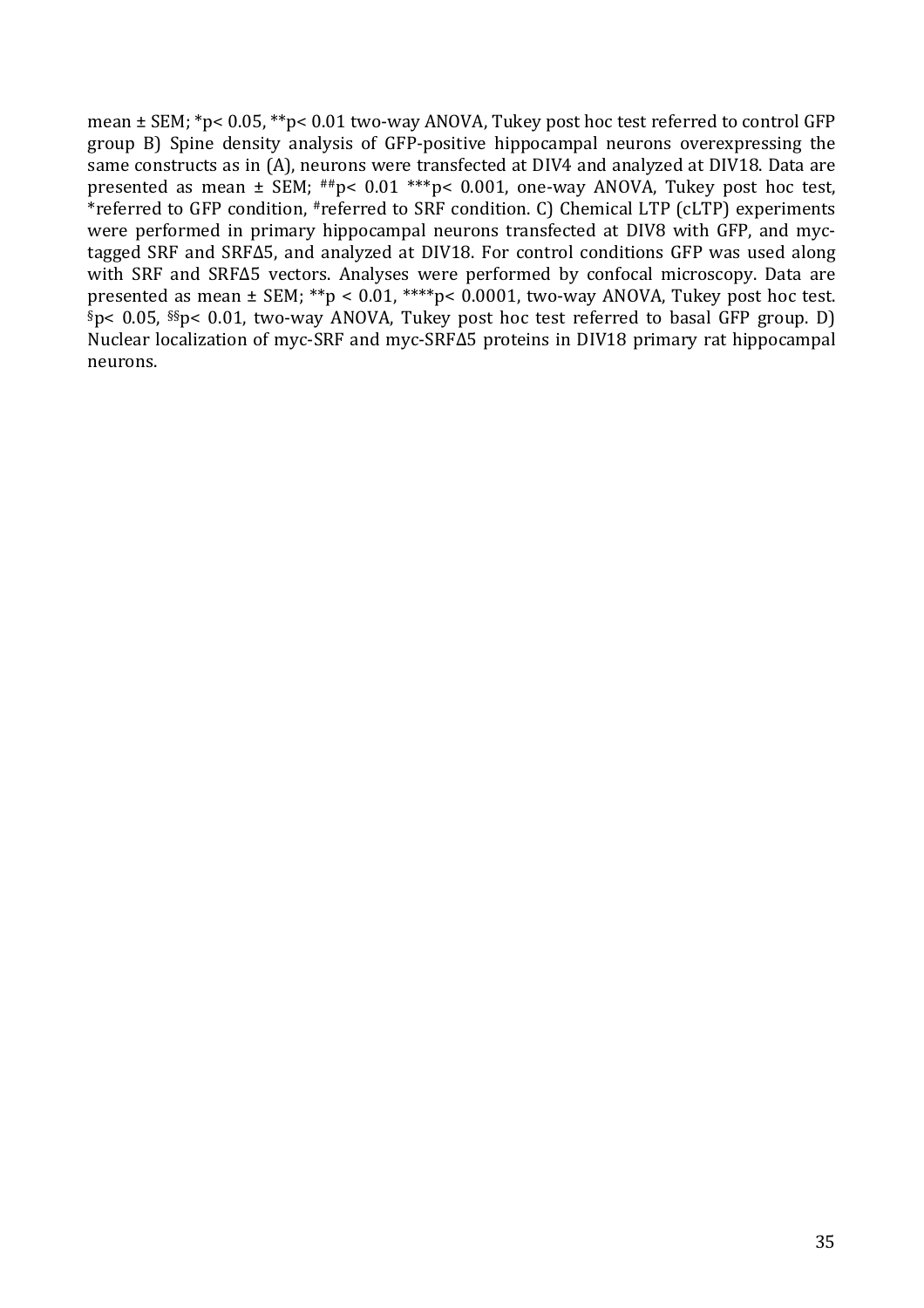mean ± SEM; *$p < 0.05$, **$p < 0.01$ two-way ANOVA, Tukey post hoc test referred to control GFP group B) Spine density analysis of GFP-positive hippocampal neurons overexpressing the same constructs as in (A), neurons were transfected at DIV4 and analyzed at DIV18. Data are presented as mean ± SEM; ##$p < 0.01$ ***$p < 0.001$, one-way ANOVA, Tukey post hoc test, *referred to GFP condition, #referred to SRF condition. C) Chemical LTP (cLTP) experiments were performed in primary hippocampal neurons transfected at DIV8 with GFP, and myc-tagged SRF and SRFΔ5, and analyzed at DIV18. For control conditions GFP was used along with SRF and SRFΔ5 vectors. Analyses were performed by confocal microscopy. Data are presented as mean ± SEM; **$p < 0.01$, ****$p < 0.0001$, two-way ANOVA, Tukey post hoc test. §$p < 0.05$, §§$p < 0.01$, two-way ANOVA, Tukey post hoc test referred to basal GFP group. D) Nuclear localization of myc-SRF and myc-SRFΔ5 proteins in DIV18 primary rat hippocampal neurons.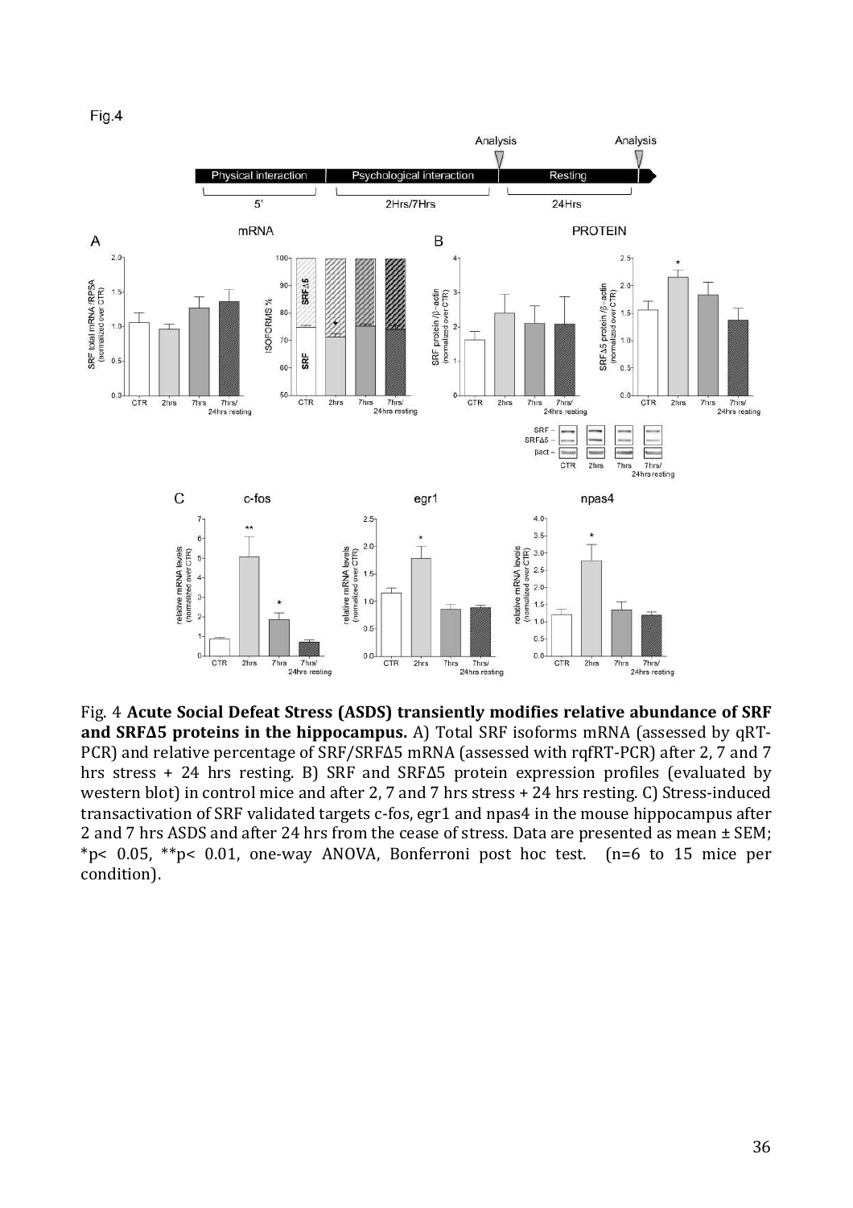Fig.4

Fig. 4 **Acute Social Defeat Stress (ASDS) transiently modifies relative abundance of SRF and SRFΔ5 proteins in the hippocampus.** A) Total SRF isoforms mRNA (assessed by qRT-PCR) and relative percentage of SRF/SRFΔ5 mRNA (assessed with rqfRT-PCR) after 2, 7 and 7 hrs stress + 24 hrs resting. B) SRF and SRFΔ5 protein expression profiles (evaluated by western blot) in control mice and after 2, 7 and 7 hrs stress + 24 hrs resting. C) Stress-induced transactivation of SRF validated targets c-fos, egr1 and npas4 in the mouse hippocampus after 2 and 7 hrs ASDS and after 24 hrs from the cease of stress. Data are presented as mean ± SEM; *$p < 0.05$, **$p < 0.01$, one-way ANOVA, Bonferroni post hoc test. (n=6 to 15 mice per condition).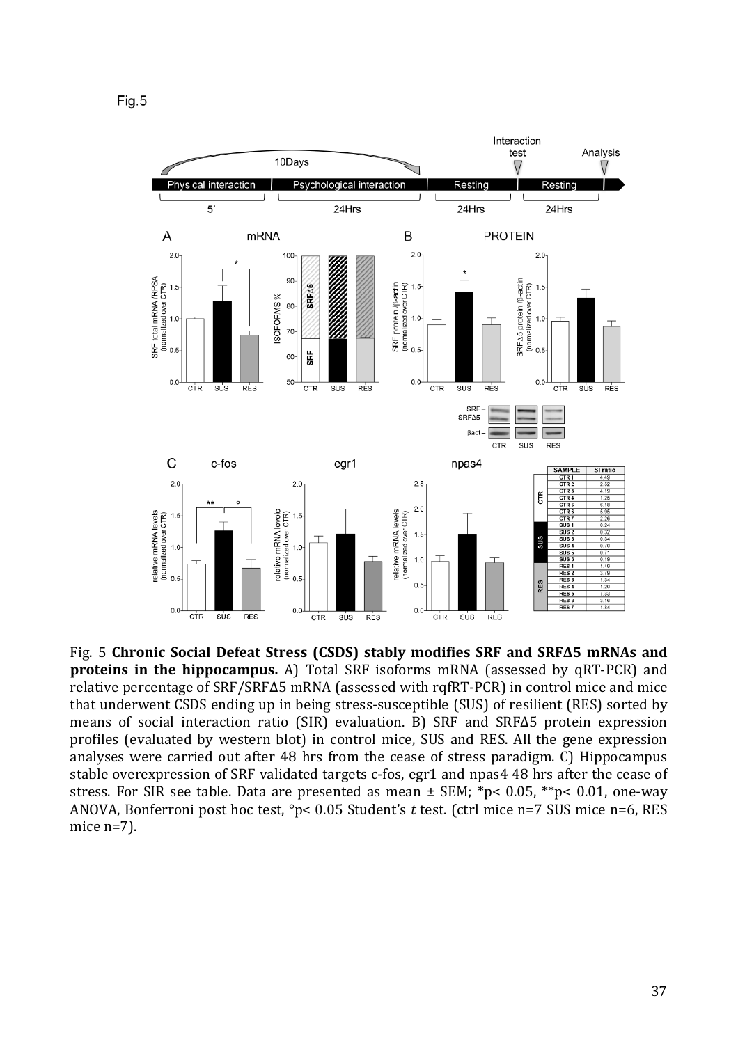Fig.5

10Days

Interaction test

Analysis

Physical interaction

Psychological interaction

Resting

Resting

5'

24Hrs

24Hrs

24Hrs

A

mRNA

SRF total mRNA /RPSA (normalized over CTR)

2.0

1.5

1.0

0.5

0.0

CTR SUS RES

*

ISOFORMS %

100

90

80

70

60

50

SRFΔ5

SRF

CTR SUS RES

B

PROTEIN

SRF protein /β-actin (normalized over CTR)

2.0

1.5

1.0

0.5

0.0

*

CTR SUS RES

SRF Δ5 protein /β-actin (normalized over CTR)

2.0

1.5

1.0

0.5

0.0

CTR SUS RES

SRF –

SRFΔ5 –

βact –

CTR SUS RES

C

c-fos

relative mRNA levels (normalized over CTR)

2.0

1.5

1.0

0.5

0.0

** °

CTR SUS RES

egr1

relative mRNA levels (normalized over CTR)

2.0

1.5

1.0

0.5

0.0

CTR SUS RES

npas4

relative mRNA levels (normalized over CTR)

2.5

2.0

1.5

1.0

0.5

0.0

CTR SUS RES

| | SAMPLE | SI ratio |
|---|---|---|
| CTR | CTR 1 | 4.49 |
| | CTR 2 | 2.52 |
| | CTR 3 | 4.19 |
| | CTR 4 | 1.25 |
| | CTR 5 | 6.18 |
| | CTR 6 | 5.95 |
| | CTR 7 | 2.26 |
| SUS | SUS 1 | 0.24 |
| | SUS 2 | 0.32 |
| | SUS 3 | 0.34 |
| | SUS 4 | 0.70 |
| | SUS 5 | 0.71 |
| | SUS 6 | 0.19 |
| RES | RES 1 | 1.40 |
| | RES 2 | 3.79 |
| | RES 3 | 1.34 |
| | RES 4 | 1.20 |
| | RES 5 | 7.33 |
| | RES 6 | 3.10 |
| | RES 7 | 1.84 |

Fig. 5 **Chronic Social Defeat Stress (CSDS) stably modifies SRF and SRFΔ5 mRNAs and proteins in the hippocampus.** A) Total SRF isoforms mRNA (assessed by qRT-PCR) and relative percentage of SRF/SRFΔ5 mRNA (assessed with rqfRT-PCR) in control mice and mice that underwent CSDS ending up in being stress-susceptible (SUS) of resilient (RES) sorted by means of social interaction ratio (SIR) evaluation. B) SRF and SRFΔ5 protein expression profiles (evaluated by western blot) in control mice, SUS and RES. All the gene expression analyses were carried out after 48 hrs from the cease of stress paradigm. C) Hippocampus stable overexpression of SRF validated targets c-fos, egr1 and npas4 48 hrs after the cease of stress. For SIR see table. Data are presented as mean ± SEM; \*$p < 0.05$, \*\*$p < 0.01$, one-way ANOVA, Bonferroni post hoc test, °$p < 0.05$ Student's *t* test. (ctrl mice n=7 SUS mice n=6, RES mice n=7).